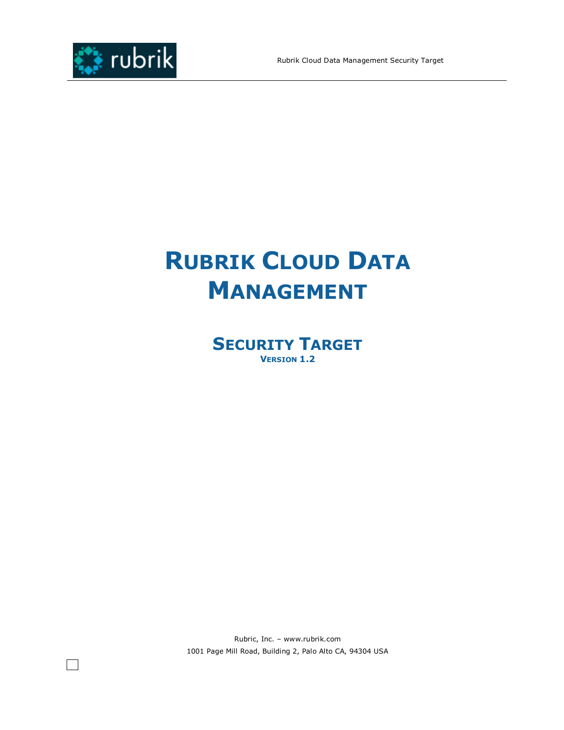# Rubrik Cloud Data Management

## Security Target

**Version 1.2**

Rubric, Inc. – www.rubrik.com

1001 Page Mill Road, Building 2, Palo Alto CA, 94304 USA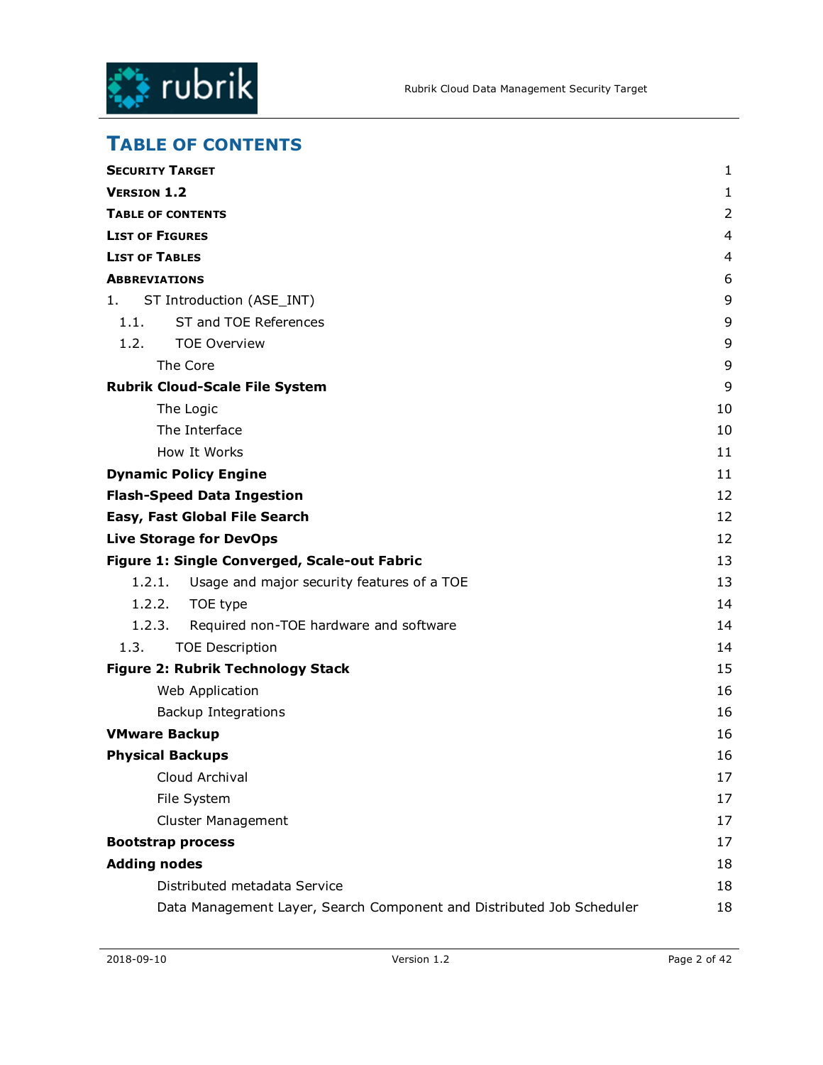# TABLE OF CONTENTS

| | |
|---|---|
| **SECURITY TARGET** | 1 |
| **VERSION 1.2** | 1 |
| **TABLE OF CONTENTS** | 2 |
| **LIST OF FIGURES** | 4 |
| **LIST OF TABLES** | 4 |
| **ABBREVIATIONS** | 6 |
| 1. ST Introduction (ASE_INT) | 9 |
| 1.1. ST and TOE References | 9 |
| 1.2. TOE Overview | 9 |
| The Core | 9 |
| **Rubrik Cloud-Scale File System** | 9 |
| The Logic | 10 |
| The Interface | 10 |
| How It Works | 11 |
| **Dynamic Policy Engine** | 11 |
| **Flash-Speed Data Ingestion** | 12 |
| **Easy, Fast Global File Search** | 12 |
| **Live Storage for DevOps** | 12 |
| **Figure 1: Single Converged, Scale-out Fabric** | 13 |
| 1.2.1. Usage and major security features of a TOE | 13 |
| 1.2.2. TOE type | 14 |
| 1.2.3. Required non-TOE hardware and software | 14 |
| 1.3. TOE Description | 14 |
| **Figure 2: Rubrik Technology Stack** | 15 |
| Web Application | 16 |
| Backup Integrations | 16 |
| **VMware Backup** | 16 |
| **Physical Backups** | 16 |
| Cloud Archival | 17 |
| File System | 17 |
| Cluster Management | 17 |
| **Bootstrap process** | 17 |
| **Adding nodes** | 18 |
| Distributed metadata Service | 18 |
| Data Management Layer, Search Component and Distributed Job Scheduler | 18 |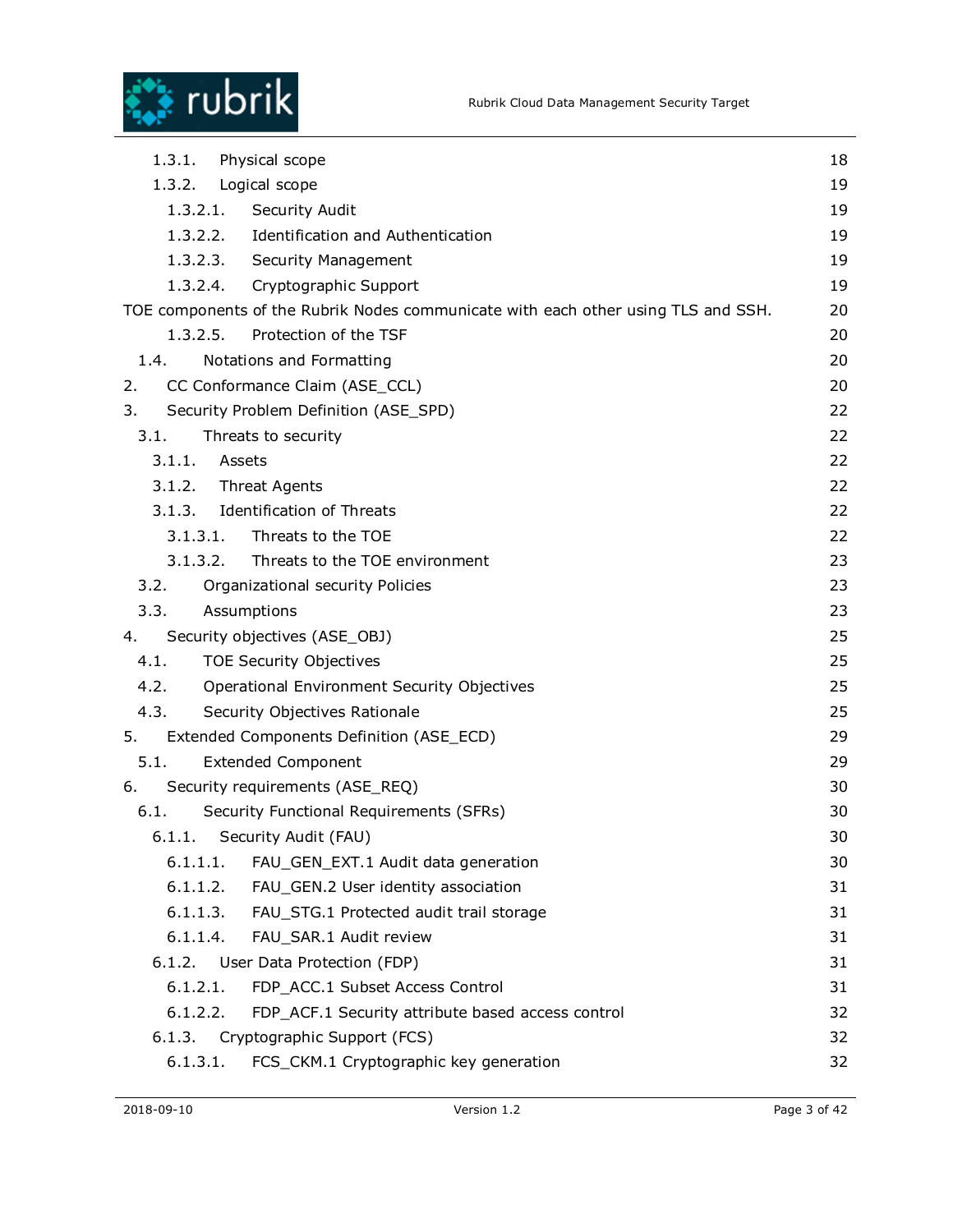1.3.1. Physical scope 18
1.3.2. Logical scope 19
1.3.2.1. Security Audit 19
1.3.2.2. Identification and Authentication 19
1.3.2.3. Security Management 19
1.3.2.4. Cryptographic Support 19
TOE components of the Rubrik Nodes communicate with each other using TLS and SSH. 20
1.3.2.5. Protection of the TSF 20
1.4. Notations and Formatting 20
2. CC Conformance Claim (ASE_CCL) 20
3. Security Problem Definition (ASE_SPD) 22
3.1. Threats to security 22
3.1.1. Assets 22
3.1.2. Threat Agents 22
3.1.3. Identification of Threats 22
3.1.3.1. Threats to the TOE 22
3.1.3.2. Threats to the TOE environment 23
3.2. Organizational security Policies 23
3.3. Assumptions 23
4. Security objectives (ASE_OBJ) 25
4.1. TOE Security Objectives 25
4.2. Operational Environment Security Objectives 25
4.3. Security Objectives Rationale 25
5. Extended Components Definition (ASE_ECD) 29
5.1. Extended Component 29
6. Security requirements (ASE_REQ) 30
6.1. Security Functional Requirements (SFRs) 30
6.1.1. Security Audit (FAU) 30
6.1.1.1. FAU_GEN_EXT.1 Audit data generation 30
6.1.1.2. FAU_GEN.2 User identity association 31
6.1.1.3. FAU_STG.1 Protected audit trail storage 31
6.1.1.4. FAU_SAR.1 Audit review 31
6.1.2. User Data Protection (FDP) 31
6.1.2.1. FDP_ACC.1 Subset Access Control 31
6.1.2.2. FDP_ACF.1 Security attribute based access control 32
6.1.3. Cryptographic Support (FCS) 32
6.1.3.1. FCS_CKM.1 Cryptographic key generation 32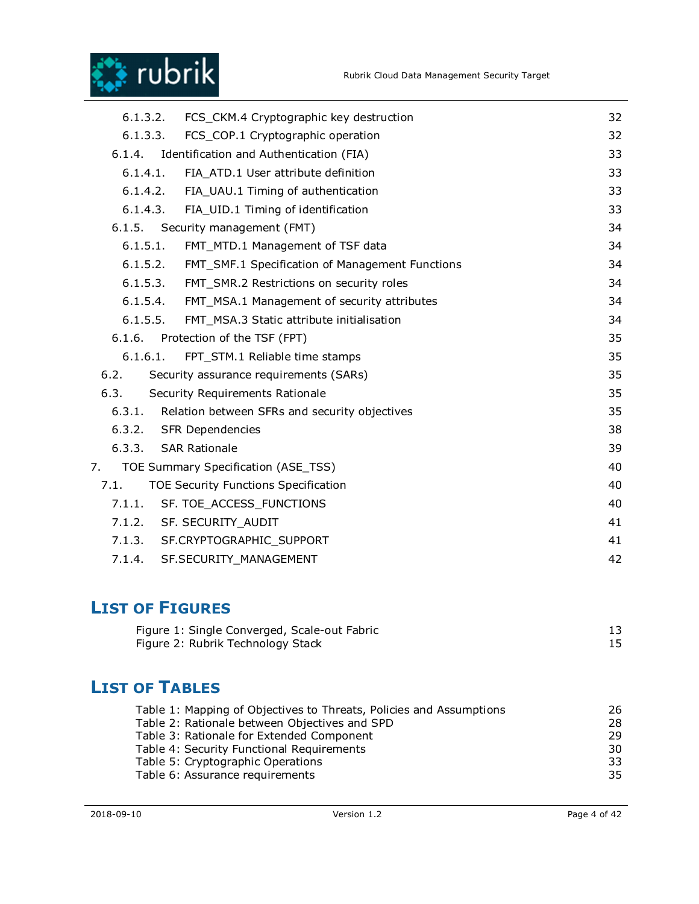6.1.3.2. FCS_CKM.4 Cryptographic key destruction 32
6.1.3.3. FCS_COP.1 Cryptographic operation 32
6.1.4. Identification and Authentication (FIA) 33
6.1.4.1. FIA_ATD.1 User attribute definition 33
6.1.4.2. FIA_UAU.1 Timing of authentication 33
6.1.4.3. FIA_UID.1 Timing of identification 33
6.1.5. Security management (FMT) 34
6.1.5.1. FMT_MTD.1 Management of TSF data 34
6.1.5.2. FMT_SMF.1 Specification of Management Functions 34
6.1.5.3. FMT_SMR.2 Restrictions on security roles 34
6.1.5.4. FMT_MSA.1 Management of security attributes 34
6.1.5.5. FMT_MSA.3 Static attribute initialisation 34
6.1.6. Protection of the TSF (FPT) 35
6.1.6.1. FPT_STM.1 Reliable time stamps 35
6.2. Security assurance requirements (SARs) 35
6.3. Security Requirements Rationale 35
6.3.1. Relation between SFRs and security objectives 35
6.3.2. SFR Dependencies 38
6.3.3. SAR Rationale 39
7. TOE Summary Specification (ASE_TSS) 40
7.1. TOE Security Functions Specification 40
7.1.1. SF. TOE_ACCESS_FUNCTIONS 40
7.1.2. SF. SECURITY_AUDIT 41
7.1.3. SF.CRYPTOGRAPHIC_SUPPORT 41
7.1.4. SF.SECURITY_MANAGEMENT 42

# List of Figures

Figure 1: Single Converged, Scale-out Fabric 13
Figure 2: Rubrik Technology Stack 15

# List of Tables

Table 1: Mapping of Objectives to Threats, Policies and Assumptions 26
Table 2: Rationale between Objectives and SPD 28
Table 3: Rationale for Extended Component 29
Table 4: Security Functional Requirements 30
Table 5: Cryptographic Operations 33
Table 6: Assurance requirements 35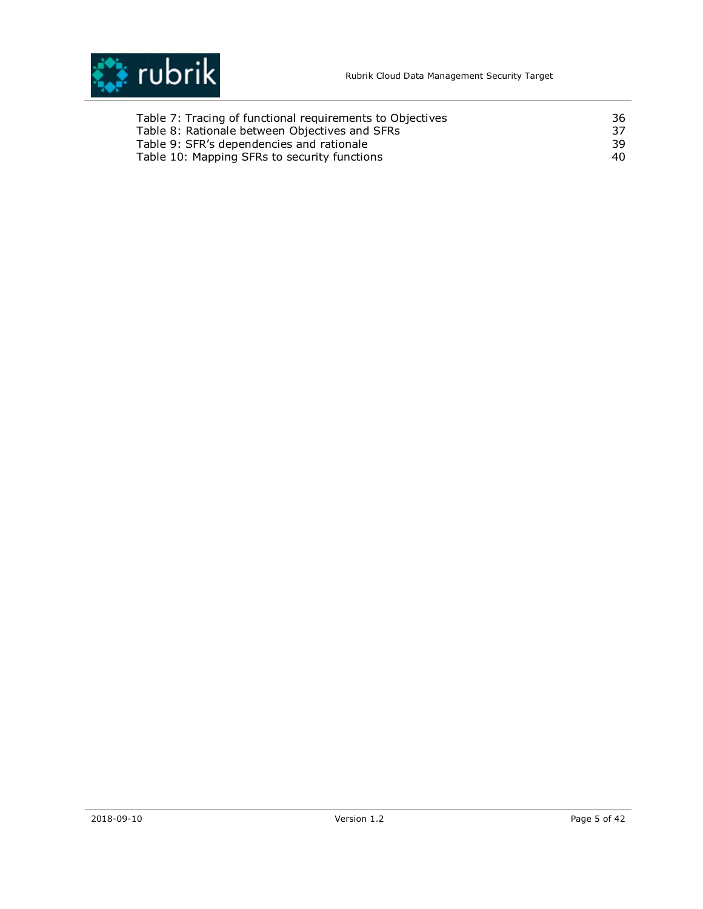Table 7: Tracing of functional requirements to Objectives 36
Table 8: Rationale between Objectives and SFRs 37
Table 9: SFR's dependencies and rationale 39
Table 10: Mapping SFRs to security functions 40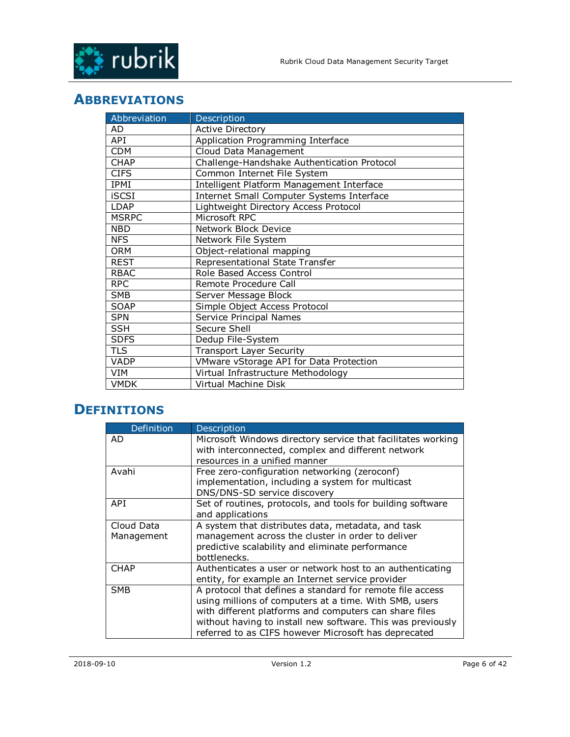# ABBREVIATIONS

| Abbreviation | Description |
|---|---|
| AD | Active Directory |
| API | Application Programming Interface |
| CDM | Cloud Data Management |
| CHAP | Challenge-Handshake Authentication Protocol |
| CIFS | Common Internet File System |
| IPMI | Intelligent Platform Management Interface |
| iSCSI | Internet Small Computer Systems Interface |
| LDAP | Lightweight Directory Access Protocol |
| MSRPC | Microsoft RPC |
| NBD | Network Block Device |
| NFS | Network File System |
| ORM | Object-relational mapping |
| REST | Representational State Transfer |
| RBAC | Role Based Access Control |
| RPC | Remote Procedure Call |
| SMB | Server Message Block |
| SOAP | Simple Object Access Protocol |
| SPN | Service Principal Names |
| SSH | Secure Shell |
| SDFS | Dedup File-System |
| TLS | Transport Layer Security |
| VADP | VMware vStorage API for Data Protection |
| VIM | Virtual Infrastructure Methodology |
| VMDK | Virtual Machine Disk |

# DEFINITIONS

| Definition | Description |
|---|---|
| AD | Microsoft Windows directory service that facilitates working with interconnected, complex and different network resources in a unified manner |
| Avahi | Free zero-configuration networking (zeroconf) implementation, including a system for multicast DNS/DNS-SD service discovery |
| API | Set of routines, protocols, and tools for building software and applications |
| Cloud Data Management | A system that distributes data, metadata, and task management across the cluster in order to deliver predictive scalability and eliminate performance bottlenecks. |
| CHAP | Authenticates a user or network host to an authenticating entity, for example an Internet service provider |
| SMB | A protocol that defines a standard for remote file access using millions of computers at a time. With SMB, users with different platforms and computers can share files without having to install new software. This was previously referred to as CIFS however Microsoft has deprecated |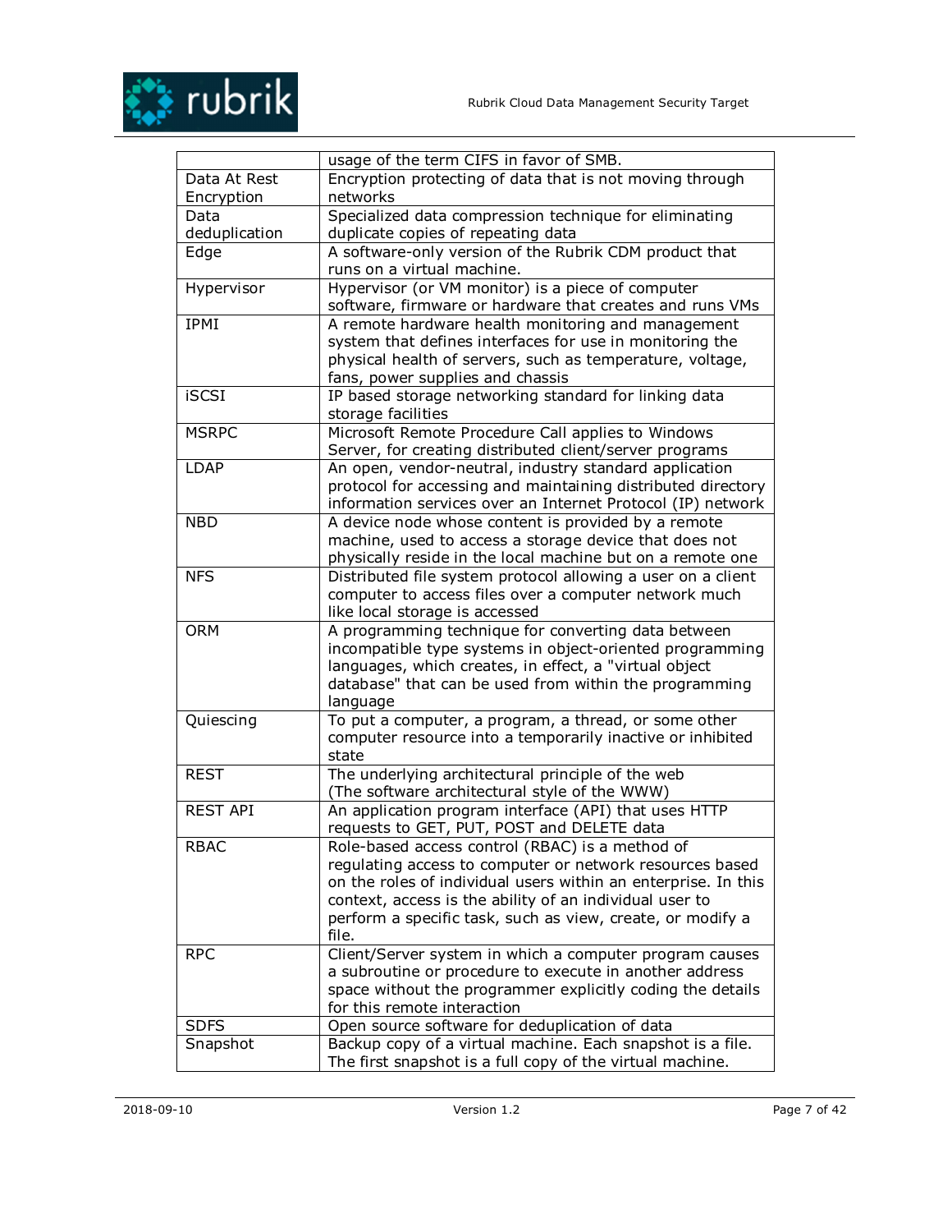| | |
|---|---|
| | usage of the term CIFS in favor of SMB. |
| Data At Rest Encryption | Encryption protecting of data that is not moving through networks |
| Data deduplication | Specialized data compression technique for eliminating duplicate copies of repeating data |
| Edge | A software-only version of the Rubrik CDM product that runs on a virtual machine. |
| Hypervisor | Hypervisor (or VM monitor) is a piece of computer software, firmware or hardware that creates and runs VMs |
| IPMI | A remote hardware health monitoring and management system that defines interfaces for use in monitoring the physical health of servers, such as temperature, voltage, fans, power supplies and chassis |
| iSCSI | IP based storage networking standard for linking data storage facilities |
| MSRPC | Microsoft Remote Procedure Call applies to Windows Server, for creating distributed client/server programs |
| LDAP | An open, vendor-neutral, industry standard application protocol for accessing and maintaining distributed directory information services over an Internet Protocol (IP) network |
| NBD | A device node whose content is provided by a remote machine, used to access a storage device that does not physically reside in the local machine but on a remote one |
| NFS | Distributed file system protocol allowing a user on a client computer to access files over a computer network much like local storage is accessed |
| ORM | A programming technique for converting data between incompatible type systems in object-oriented programming languages, which creates, in effect, a "virtual object database" that can be used from within the programming language |
| Quiescing | To put a computer, a program, a thread, or some other computer resource into a temporarily inactive or inhibited state |
| REST | The underlying architectural principle of the web (The software architectural style of the WWW) |
| REST API | An application program interface (API) that uses HTTP requests to GET, PUT, POST and DELETE data |
| RBAC | Role-based access control (RBAC) is a method of regulating access to computer or network resources based on the roles of individual users within an enterprise. In this context, access is the ability of an individual user to perform a specific task, such as view, create, or modify a file. |
| RPC | Client/Server system in which a computer program causes a subroutine or procedure to execute in another address space without the programmer explicitly coding the details for this remote interaction |
| SDFS | Open source software for deduplication of data |
| Snapshot | Backup copy of a virtual machine. Each snapshot is a file. The first snapshot is a full copy of the virtual machine. |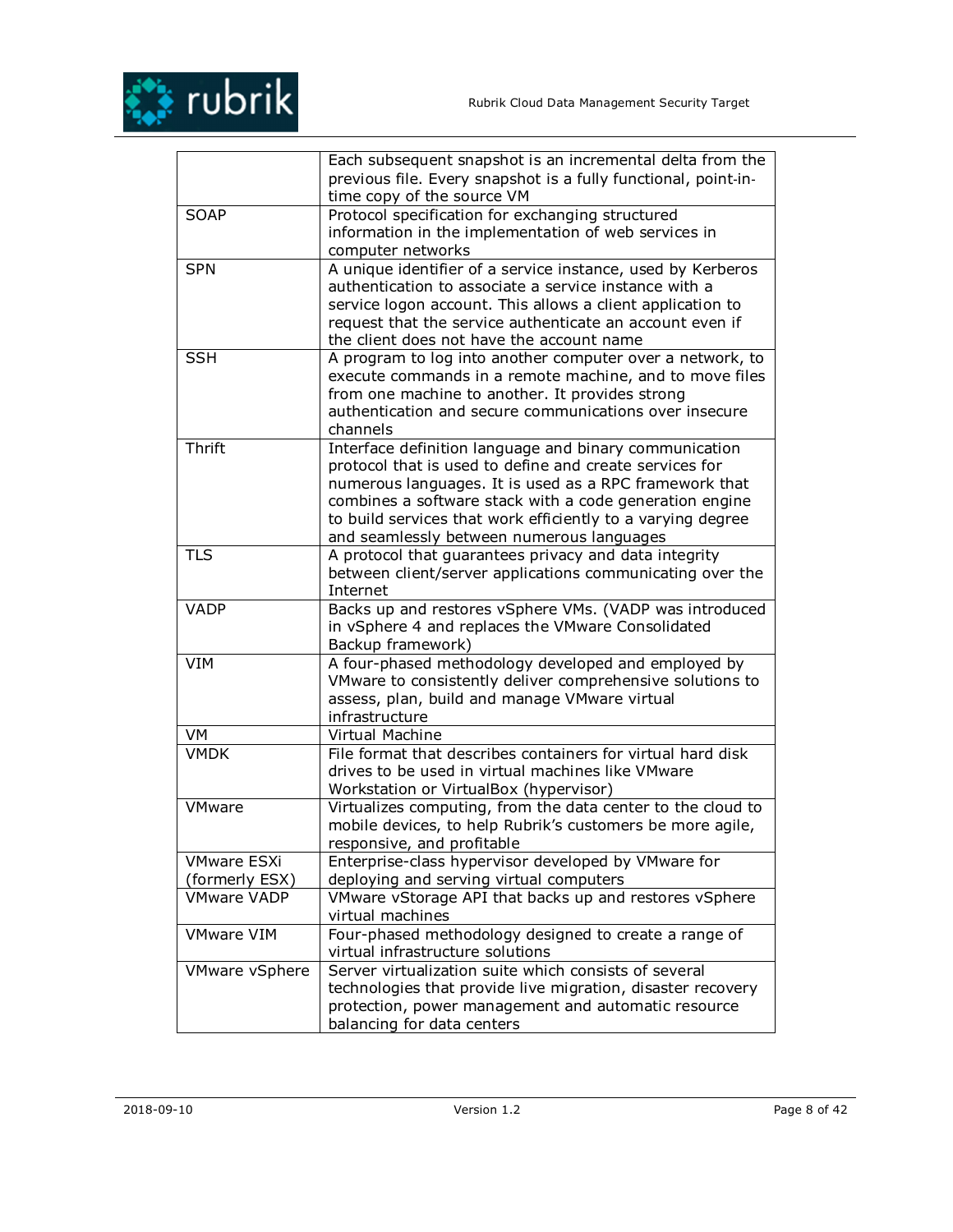| | |
|---|---|
| | Each subsequent snapshot is an incremental delta from the previous file. Every snapshot is a fully functional, point-in-time copy of the source VM |
| SOAP | Protocol specification for exchanging structured information in the implementation of web services in computer networks |
| SPN | A unique identifier of a service instance, used by Kerberos authentication to associate a service instance with a service logon account. This allows a client application to request that the service authenticate an account even if the client does not have the account name |
| SSH | A program to log into another computer over a network, to execute commands in a remote machine, and to move files from one machine to another. It provides strong authentication and secure communications over insecure channels |
| Thrift | Interface definition language and binary communication protocol that is used to define and create services for numerous languages. It is used as a RPC framework that combines a software stack with a code generation engine to build services that work efficiently to a varying degree and seamlessly between numerous languages |
| TLS | A protocol that guarantees privacy and data integrity between client/server applications communicating over the Internet |
| VADP | Backs up and restores vSphere VMs. (VADP was introduced in vSphere 4 and replaces the VMware Consolidated Backup framework) |
| VIM | A four-phased methodology developed and employed by VMware to consistently deliver comprehensive solutions to assess, plan, build and manage VMware virtual infrastructure |
| VM | Virtual Machine |
| VMDK | File format that describes containers for virtual hard disk drives to be used in virtual machines like VMware Workstation or VirtualBox (hypervisor) |
| VMware | Virtualizes computing, from the data center to the cloud to mobile devices, to help Rubrik's customers be more agile, responsive, and profitable |
| VMware ESXi (formerly ESX) | Enterprise-class hypervisor developed by VMware for deploying and serving virtual computers |
| VMware VADP | VMware vStorage API that backs up and restores vSphere virtual machines |
| VMware VIM | Four-phased methodology designed to create a range of virtual infrastructure solutions |
| VMware vSphere | Server virtualization suite which consists of several technologies that provide live migration, disaster recovery protection, power management and automatic resource balancing for data centers |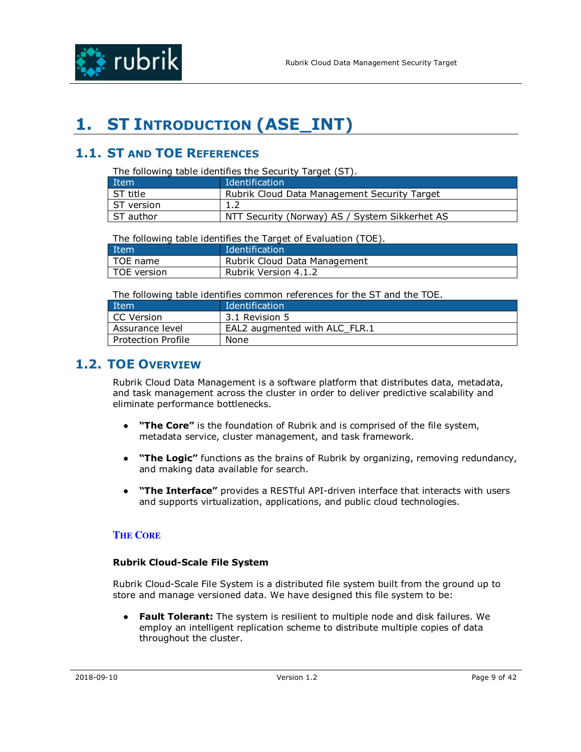# 1. ST Introduction (ASE_INT)

## 1.1. ST and TOE References

The following table identifies the Security Target (ST).

| Item | Identification |
|---|---|
| ST title | Rubrik Cloud Data Management Security Target |
| ST version | 1.2 |
| ST author | NTT Security (Norway) AS / System Sikkerhet AS |

The following table identifies the Target of Evaluation (TOE).

| Item | Identification |
|---|---|
| TOE name | Rubrik Cloud Data Management |
| TOE version | Rubrik Version 4.1.2 |

The following table identifies common references for the ST and the TOE.

| Item | Identification |
|---|---|
| CC Version | 3.1 Revision 5 |
| Assurance level | EAL2 augmented with ALC_FLR.1 |
| Protection Profile | None |

## 1.2. TOE Overview

Rubrik Cloud Data Management is a software platform that distributes data, metadata, and task management across the cluster in order to deliver predictive scalability and eliminate performance bottlenecks.

- **"The Core"** is the foundation of Rubrik and is comprised of the file system, metadata service, cluster management, and task framework.
- **"The Logic"** functions as the brains of Rubrik by organizing, removing redundancy, and making data available for search.
- **"The Interface"** provides a RESTful API-driven interface that interacts with users and supports virtualization, applications, and public cloud technologies.

### The Core

**Rubrik Cloud-Scale File System**

Rubrik Cloud-Scale File System is a distributed file system built from the ground up to store and manage versioned data. We have designed this file system to be:

- **Fault Tolerant:** The system is resilient to multiple node and disk failures. We employ an intelligent replication scheme to distribute multiple copies of data throughout the cluster.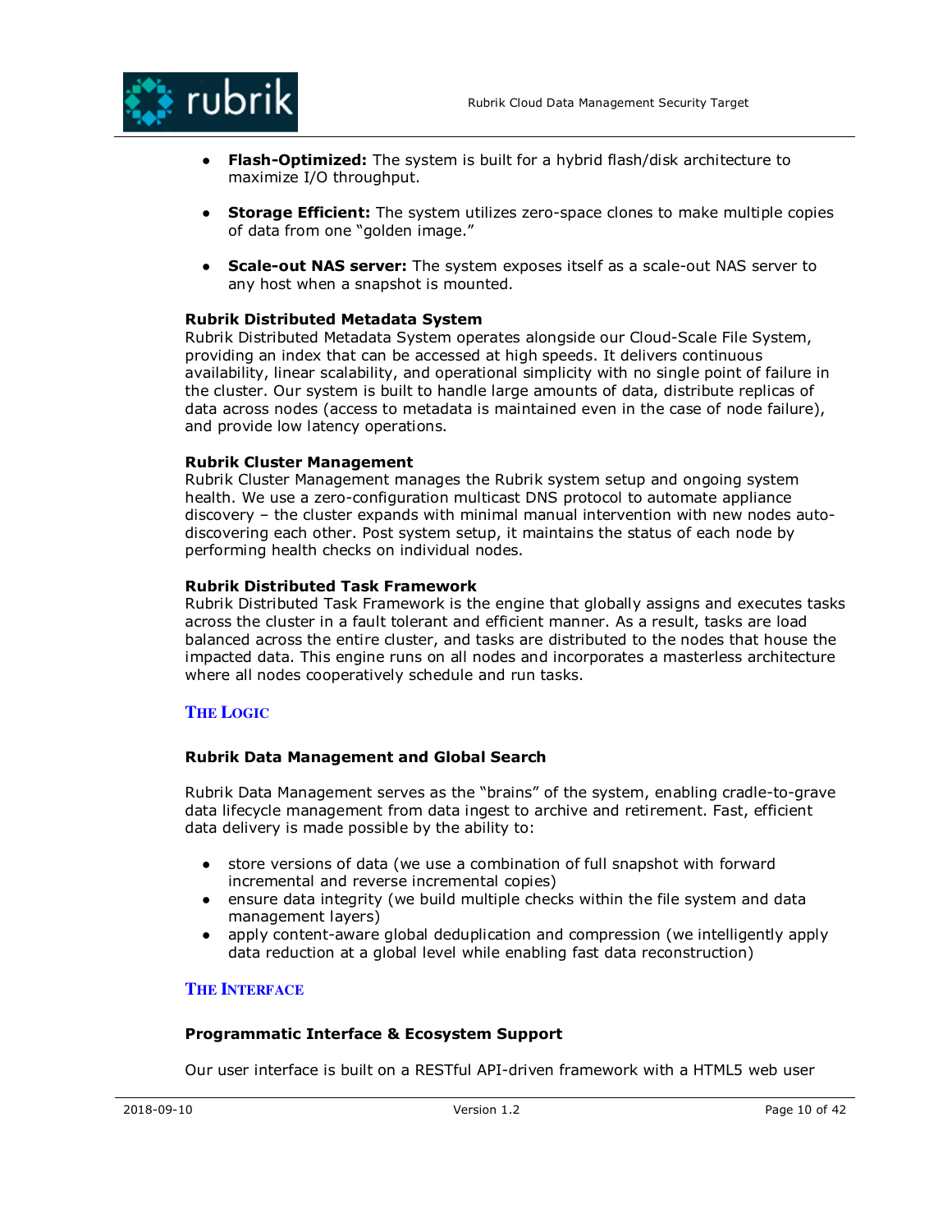- **Flash-Optimized:** The system is built for a hybrid flash/disk architecture to maximize I/O throughput.

- **Storage Efficient:** The system utilizes zero-space clones to make multiple copies of data from one "golden image."

- **Scale-out NAS server:** The system exposes itself as a scale-out NAS server to any host when a snapshot is mounted.

**Rubrik Distributed Metadata System**
Rubrik Distributed Metadata System operates alongside our Cloud-Scale File System, providing an index that can be accessed at high speeds. It delivers continuous availability, linear scalability, and operational simplicity with no single point of failure in the cluster. Our system is built to handle large amounts of data, distribute replicas of data across nodes (access to metadata is maintained even in the case of node failure), and provide low latency operations.

**Rubrik Cluster Management**
Rubrik Cluster Management manages the Rubrik system setup and ongoing system health. We use a zero-configuration multicast DNS protocol to automate appliance discovery – the cluster expands with minimal manual intervention with new nodes auto-discovering each other. Post system setup, it maintains the status of each node by performing health checks on individual nodes.

**Rubrik Distributed Task Framework**
Rubrik Distributed Task Framework is the engine that globally assigns and executes tasks across the cluster in a fault tolerant and efficient manner. As a result, tasks are load balanced across the entire cluster, and tasks are distributed to the nodes that house the impacted data. This engine runs on all nodes and incorporates a masterless architecture where all nodes cooperatively schedule and run tasks.

### THE LOGIC

**Rubrik Data Management and Global Search**

Rubrik Data Management serves as the "brains" of the system, enabling cradle-to-grave data lifecycle management from data ingest to archive and retirement. Fast, efficient data delivery is made possible by the ability to:

- store versions of data (we use a combination of full snapshot with forward incremental and reverse incremental copies)
- ensure data integrity (we build multiple checks within the file system and data management layers)
- apply content-aware global deduplication and compression (we intelligently apply data reduction at a global level while enabling fast data reconstruction)

### THE INTERFACE

**Programmatic Interface & Ecosystem Support**

Our user interface is built on a RESTful API-driven framework with a HTML5 web user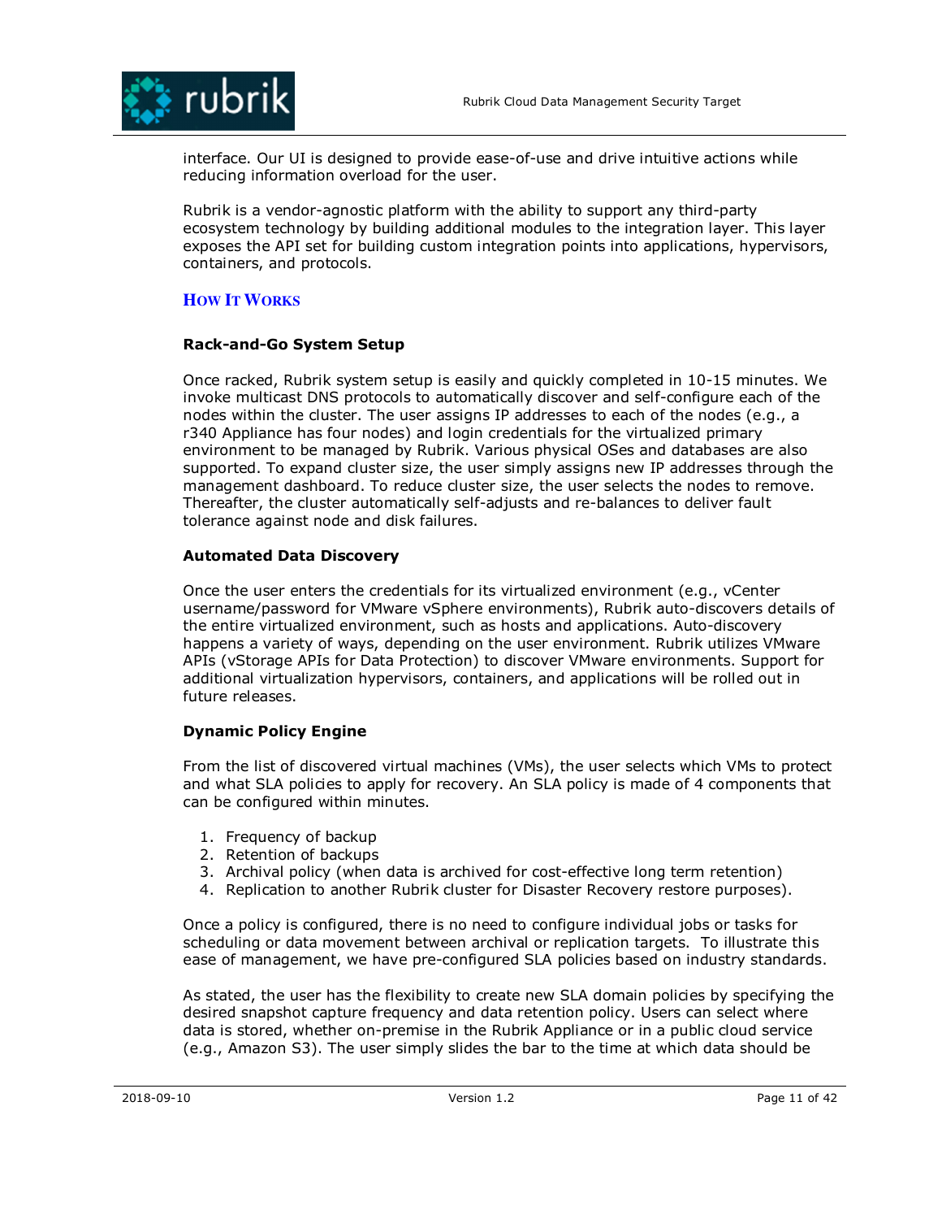interface. Our UI is designed to provide ease-of-use and drive intuitive actions while reducing information overload for the user.

Rubrik is a vendor-agnostic platform with the ability to support any third-party ecosystem technology by building additional modules to the integration layer. This layer exposes the API set for building custom integration points into applications, hypervisors, containers, and protocols.

## How It Works

**Rack-and-Go System Setup**

Once racked, Rubrik system setup is easily and quickly completed in 10-15 minutes. We invoke multicast DNS protocols to automatically discover and self-configure each of the nodes within the cluster. The user assigns IP addresses to each of the nodes (e.g., a r340 Appliance has four nodes) and login credentials for the virtualized primary environment to be managed by Rubrik. Various physical OSes and databases are also supported. To expand cluster size, the user simply assigns new IP addresses through the management dashboard. To reduce cluster size, the user selects the nodes to remove. Thereafter, the cluster automatically self-adjusts and re-balances to deliver fault tolerance against node and disk failures.

**Automated Data Discovery**

Once the user enters the credentials for its virtualized environment (e.g., vCenter username/password for VMware vSphere environments), Rubrik auto-discovers details of the entire virtualized environment, such as hosts and applications. Auto-discovery happens a variety of ways, depending on the user environment. Rubrik utilizes VMware APIs (vStorage APIs for Data Protection) to discover VMware environments. Support for additional virtualization hypervisors, containers, and applications will be rolled out in future releases.

**Dynamic Policy Engine**

From the list of discovered virtual machines (VMs), the user selects which VMs to protect and what SLA policies to apply for recovery. An SLA policy is made of 4 components that can be configured within minutes.

1. Frequency of backup
2. Retention of backups
3. Archival policy (when data is archived for cost-effective long term retention)
4. Replication to another Rubrik cluster for Disaster Recovery restore purposes).

Once a policy is configured, there is no need to configure individual jobs or tasks for scheduling or data movement between archival or replication targets. To illustrate this ease of management, we have pre-configured SLA policies based on industry standards.

As stated, the user has the flexibility to create new SLA domain policies by specifying the desired snapshot capture frequency and data retention policy. Users can select where data is stored, whether on-premise in the Rubrik Appliance or in a public cloud service (e.g., Amazon S3). The user simply slides the bar to the time at which data should be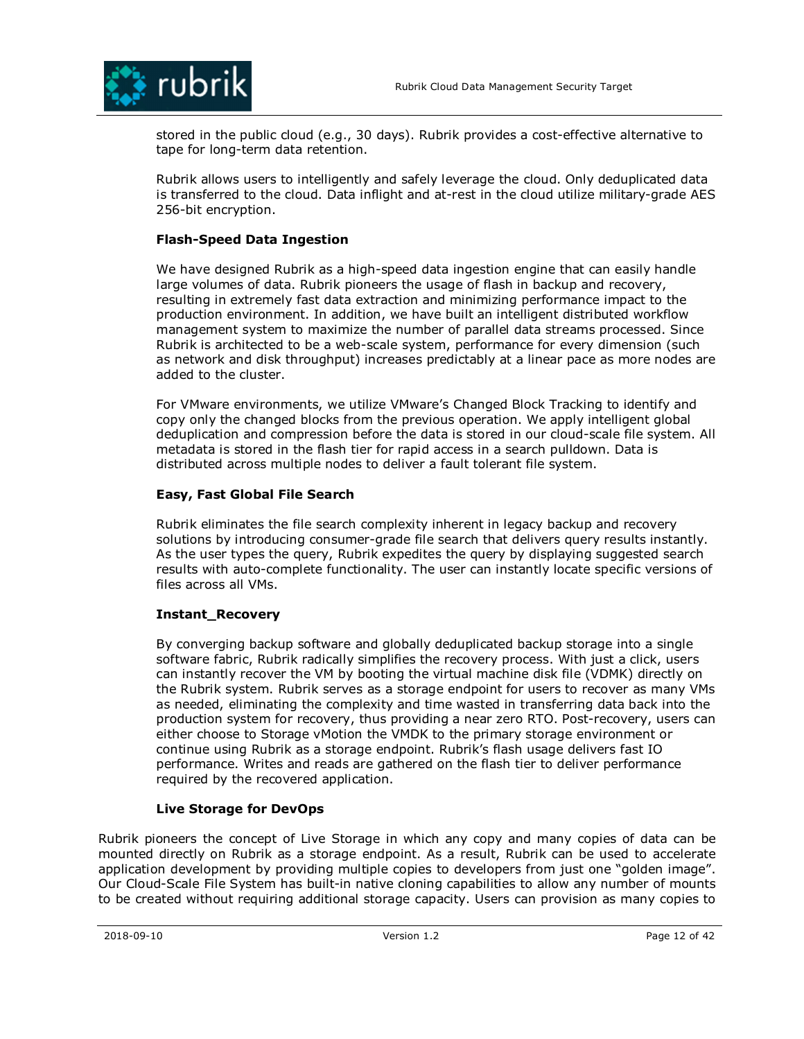stored in the public cloud (e.g., 30 days). Rubrik provides a cost-effective alternative to tape for long-term data retention.

Rubrik allows users to intelligently and safely leverage the cloud. Only deduplicated data is transferred to the cloud. Data inflight and at-rest in the cloud utilize military-grade AES 256-bit encryption.

**Flash-Speed Data Ingestion**

We have designed Rubrik as a high-speed data ingestion engine that can easily handle large volumes of data. Rubrik pioneers the usage of flash in backup and recovery, resulting in extremely fast data extraction and minimizing performance impact to the production environment. In addition, we have built an intelligent distributed workflow management system to maximize the number of parallel data streams processed. Since Rubrik is architected to be a web-scale system, performance for every dimension (such as network and disk throughput) increases predictably at a linear pace as more nodes are added to the cluster.

For VMware environments, we utilize VMware's Changed Block Tracking to identify and copy only the changed blocks from the previous operation. We apply intelligent global deduplication and compression before the data is stored in our cloud-scale file system. All metadata is stored in the flash tier for rapid access in a search pulldown. Data is distributed across multiple nodes to deliver a fault tolerant file system.

**Easy, Fast Global File Search**

Rubrik eliminates the file search complexity inherent in legacy backup and recovery solutions by introducing consumer-grade file search that delivers query results instantly. As the user types the query, Rubrik expedites the query by displaying suggested search results with auto-complete functionality. The user can instantly locate specific versions of files across all VMs.

**Instant_Recovery**

By converging backup software and globally deduplicated backup storage into a single software fabric, Rubrik radically simplifies the recovery process. With just a click, users can instantly recover the VM by booting the virtual machine disk file (VDMK) directly on the Rubrik system. Rubrik serves as a storage endpoint for users to recover as many VMs as needed, eliminating the complexity and time wasted in transferring data back into the production system for recovery, thus providing a near zero RTO. Post-recovery, users can either choose to Storage vMotion the VMDK to the primary storage environment or continue using Rubrik as a storage endpoint. Rubrik's flash usage delivers fast IO performance. Writes and reads are gathered on the flash tier to deliver performance required by the recovered application.

**Live Storage for DevOps**

Rubrik pioneers the concept of Live Storage in which any copy and many copies of data can be mounted directly on Rubrik as a storage endpoint. As a result, Rubrik can be used to accelerate application development by providing multiple copies to developers from just one "golden image". Our Cloud-Scale File System has built-in native cloning capabilities to allow any number of mounts to be created without requiring additional storage capacity. Users can provision as many copies to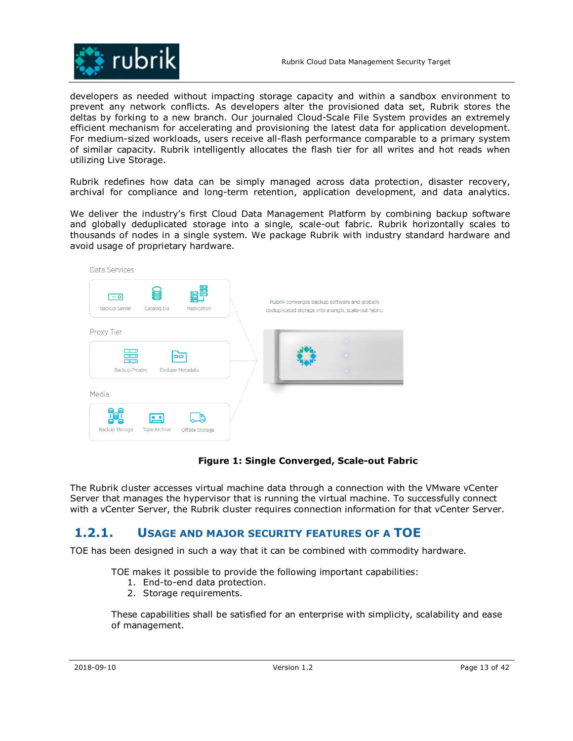developers as needed without impacting storage capacity and within a sandbox environment to prevent any network conflicts. As developers alter the provisioned data set, Rubrik stores the deltas by forking to a new branch. Our journaled Cloud-Scale File System provides an extremely efficient mechanism for accelerating and provisioning the latest data for application development. For medium-sized workloads, users receive all-flash performance comparable to a primary system of similar capacity. Rubrik intelligently allocates the flash tier for all writes and hot reads when utilizing Live Storage.

Rubrik redefines how data can be simply managed across data protection, disaster recovery, archival for compliance and long-term retention, application development, and data analytics.

We deliver the industry's first Cloud Data Management Platform by combining backup software and globally deduplicated storage into a single, scale-out fabric. Rubrik horizontally scales to thousands of nodes in a single system. We package Rubrik with industry standard hardware and avoid usage of proprietary hardware.

**Figure 1: Single Converged, Scale-out Fabric**

The Rubrik cluster accesses virtual machine data through a connection with the VMware vCenter Server that manages the hypervisor that is running the virtual machine. To successfully connect with a vCenter Server, the Rubrik cluster requires connection information for that vCenter Server.

### 1.2.1. Usage and Major Security Features of a TOE

TOE has been designed in such a way that it can be combined with commodity hardware.

TOE makes it possible to provide the following important capabilities:

1. End-to-end data protection.
2. Storage requirements.

These capabilities shall be satisfied for an enterprise with simplicity, scalability and ease of management.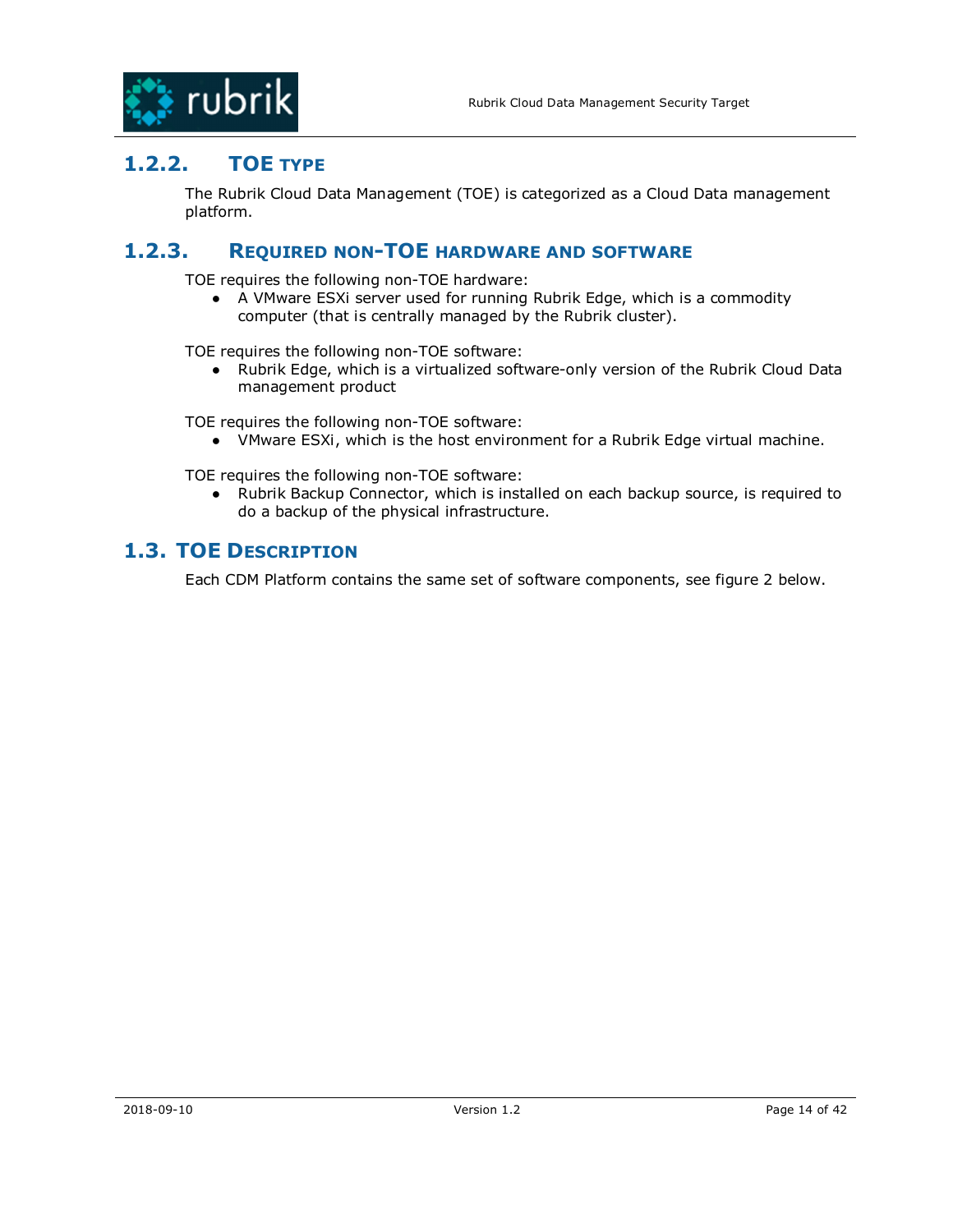### 1.2.2. TOE TYPE

The Rubrik Cloud Data Management (TOE) is categorized as a Cloud Data management platform.

### 1.2.3. REQUIRED NON-TOE HARDWARE AND SOFTWARE

TOE requires the following non-TOE hardware:

- A VMware ESXi server used for running Rubrik Edge, which is a commodity computer (that is centrally managed by the Rubrik cluster).

TOE requires the following non-TOE software:

- Rubrik Edge, which is a virtualized software-only version of the Rubrik Cloud Data management product

TOE requires the following non-TOE software:

- VMware ESXi, which is the host environment for a Rubrik Edge virtual machine.

TOE requires the following non-TOE software:

- Rubrik Backup Connector, which is installed on each backup source, is required to do a backup of the physical infrastructure.

## 1.3. TOE DESCRIPTION

Each CDM Platform contains the same set of software components, see figure 2 below.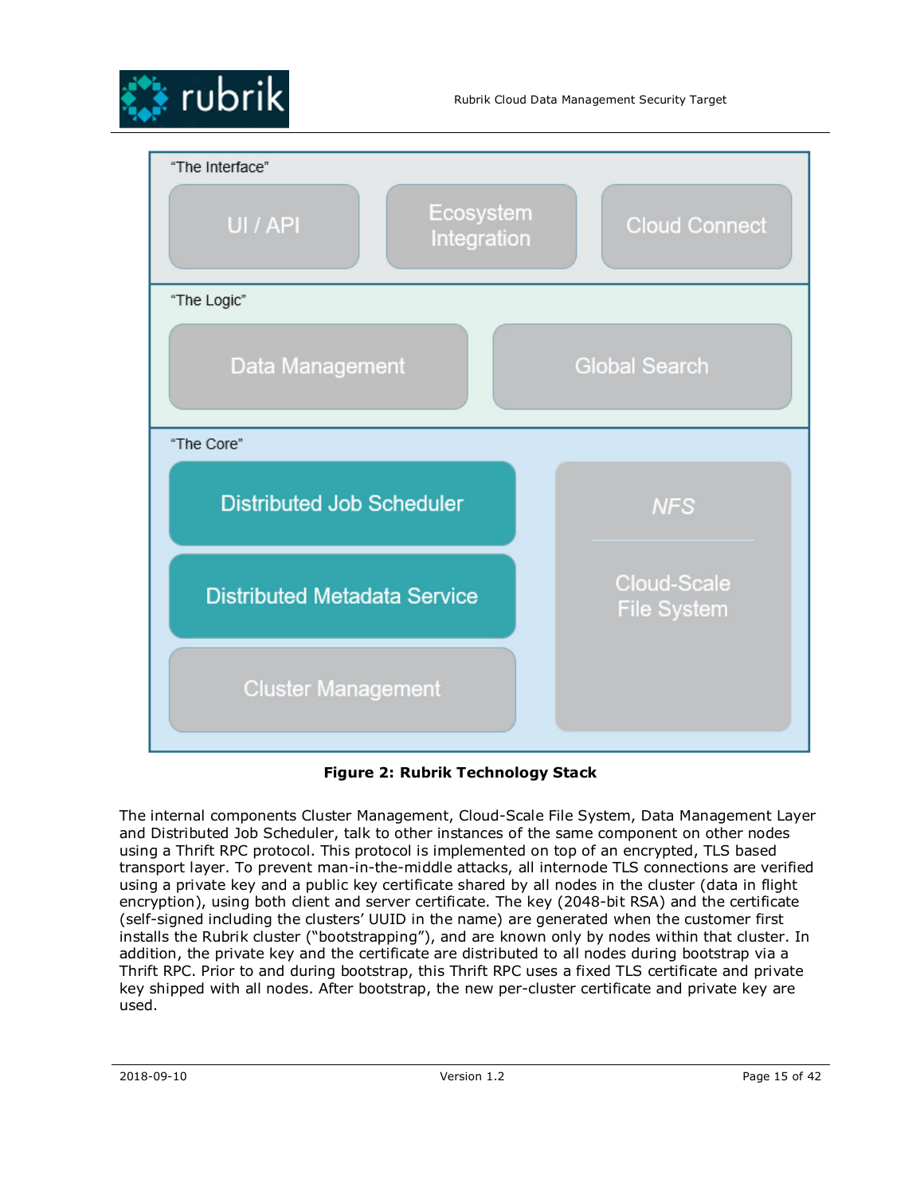**Figure 2: Rubrik Technology Stack**

The internal components Cluster Management, Cloud-Scale File System, Data Management Layer and Distributed Job Scheduler, talk to other instances of the same component on other nodes using a Thrift RPC protocol. This protocol is implemented on top of an encrypted, TLS based transport layer. To prevent man-in-the-middle attacks, all internode TLS connections are verified using a private key and a public key certificate shared by all nodes in the cluster (data in flight encryption), using both client and server certificate. The key (2048-bit RSA) and the certificate (self-signed including the clusters' UUID in the name) are generated when the customer first installs the Rubrik cluster ("bootstrapping"), and are known only by nodes within that cluster. In addition, the private key and the certificate are distributed to all nodes during bootstrap via a Thrift RPC. Prior to and during bootstrap, this Thrift RPC uses a fixed TLS certificate and private key shipped with all nodes. After bootstrap, the new per-cluster certificate and private key are used.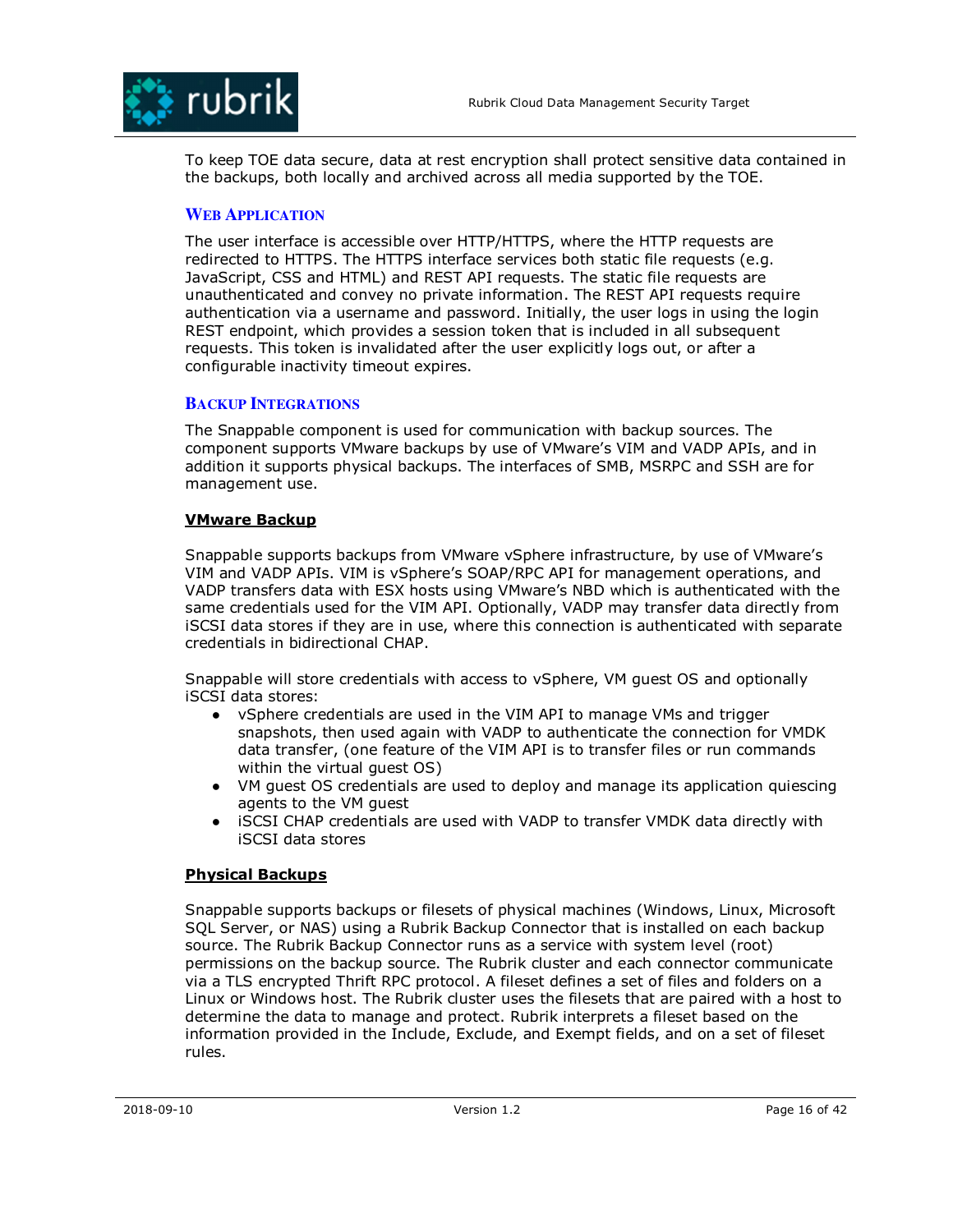To keep TOE data secure, data at rest encryption shall protect sensitive data contained in the backups, both locally and archived across all media supported by the TOE.

### Web Application

The user interface is accessible over HTTP/HTTPS, where the HTTP requests are redirected to HTTPS. The HTTPS interface services both static file requests (e.g. JavaScript, CSS and HTML) and REST API requests. The static file requests are unauthenticated and convey no private information. The REST API requests require authentication via a username and password. Initially, the user logs in using the login REST endpoint, which provides a session token that is included in all subsequent requests. This token is invalidated after the user explicitly logs out, or after a configurable inactivity timeout expires.

### Backup Integrations

The Snappable component is used for communication with backup sources. The component supports VMware backups by use of VMware's VIM and VADP APIs, and in addition it supports physical backups. The interfaces of SMB, MSRPC and SSH are for management use.

#### VMware Backup

Snappable supports backups from VMware vSphere infrastructure, by use of VMware's VIM and VADP APIs. VIM is vSphere's SOAP/RPC API for management operations, and VADP transfers data with ESX hosts using VMware's NBD which is authenticated with the same credentials used for the VIM API. Optionally, VADP may transfer data directly from iSCSI data stores if they are in use, where this connection is authenticated with separate credentials in bidirectional CHAP.

Snappable will store credentials with access to vSphere, VM guest OS and optionally iSCSI data stores:

- vSphere credentials are used in the VIM API to manage VMs and trigger snapshots, then used again with VADP to authenticate the connection for VMDK data transfer, (one feature of the VIM API is to transfer files or run commands within the virtual guest OS)
- VM guest OS credentials are used to deploy and manage its application quiescing agents to the VM guest
- iSCSI CHAP credentials are used with VADP to transfer VMDK data directly with iSCSI data stores

#### Physical Backups

Snappable supports backups or filesets of physical machines (Windows, Linux, Microsoft SQL Server, or NAS) using a Rubrik Backup Connector that is installed on each backup source. The Rubrik Backup Connector runs as a service with system level (root) permissions on the backup source. The Rubrik cluster and each connector communicate via a TLS encrypted Thrift RPC protocol. A fileset defines a set of files and folders on a Linux or Windows host. The Rubrik cluster uses the filesets that are paired with a host to determine the data to manage and protect. Rubrik interprets a fileset based on the information provided in the Include, Exclude, and Exempt fields, and on a set of fileset rules.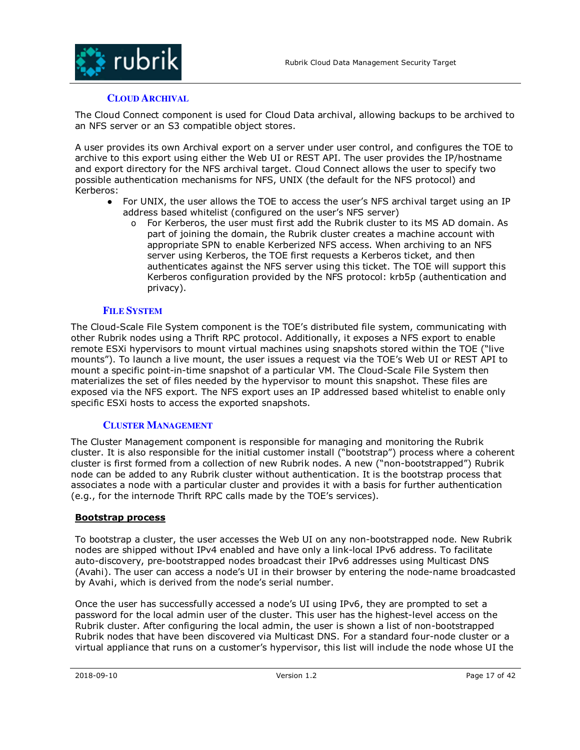#### Cloud Archival

The Cloud Connect component is used for Cloud Data archival, allowing backups to be archived to an NFS server or an S3 compatible object stores.

A user provides its own Archival export on a server under user control, and configures the TOE to archive to this export using either the Web UI or REST API. The user provides the IP/hostname and export directory for the NFS archival target. Cloud Connect allows the user to specify two possible authentication mechanisms for NFS, UNIX (the default for the NFS protocol) and Kerberos:

- For UNIX, the user allows the TOE to access the user's NFS archival target using an IP address based whitelist (configured on the user's NFS server)
  - For Kerberos, the user must first add the Rubrik cluster to its MS AD domain. As part of joining the domain, the Rubrik cluster creates a machine account with appropriate SPN to enable Kerberized NFS access. When archiving to an NFS server using Kerberos, the TOE first requests a Kerberos ticket, and then authenticates against the NFS server using this ticket. The TOE will support this Kerberos configuration provided by the NFS protocol: krb5p (authentication and privacy).

#### File System

The Cloud-Scale File System component is the TOE's distributed file system, communicating with other Rubrik nodes using a Thrift RPC protocol. Additionally, it exposes a NFS export to enable remote ESXi hypervisors to mount virtual machines using snapshots stored within the TOE ("live mounts"). To launch a live mount, the user issues a request via the TOE's Web UI or REST API to mount a specific point-in-time snapshot of a particular VM. The Cloud-Scale File System then materializes the set of files needed by the hypervisor to mount this snapshot. These files are exposed via the NFS export. The NFS export uses an IP addressed based whitelist to enable only specific ESXi hosts to access the exported snapshots.

#### Cluster Management

The Cluster Management component is responsible for managing and monitoring the Rubrik cluster. It is also responsible for the initial customer install ("bootstrap") process where a coherent cluster is first formed from a collection of new Rubrik nodes. A new ("non-bootstrapped") Rubrik node can be added to any Rubrik cluster without authentication. It is the bootstrap process that associates a node with a particular cluster and provides it with a basis for further authentication (e.g., for the internode Thrift RPC calls made by the TOE's services).

**<u>Bootstrap process</u>**

To bootstrap a cluster, the user accesses the Web UI on any non-bootstrapped node. New Rubrik nodes are shipped without IPv4 enabled and have only a link-local IPv6 address. To facilitate auto-discovery, pre-bootstrapped nodes broadcast their IPv6 addresses using Multicast DNS (Avahi). The user can access a node's UI in their browser by entering the node-name broadcasted by Avahi, which is derived from the node's serial number.

Once the user has successfully accessed a node's UI using IPv6, they are prompted to set a password for the local admin user of the cluster. This user has the highest-level access on the Rubrik cluster. After configuring the local admin, the user is shown a list of non-bootstrapped Rubrik nodes that have been discovered via Multicast DNS. For a standard four-node cluster or a virtual appliance that runs on a customer's hypervisor, this list will include the node whose UI the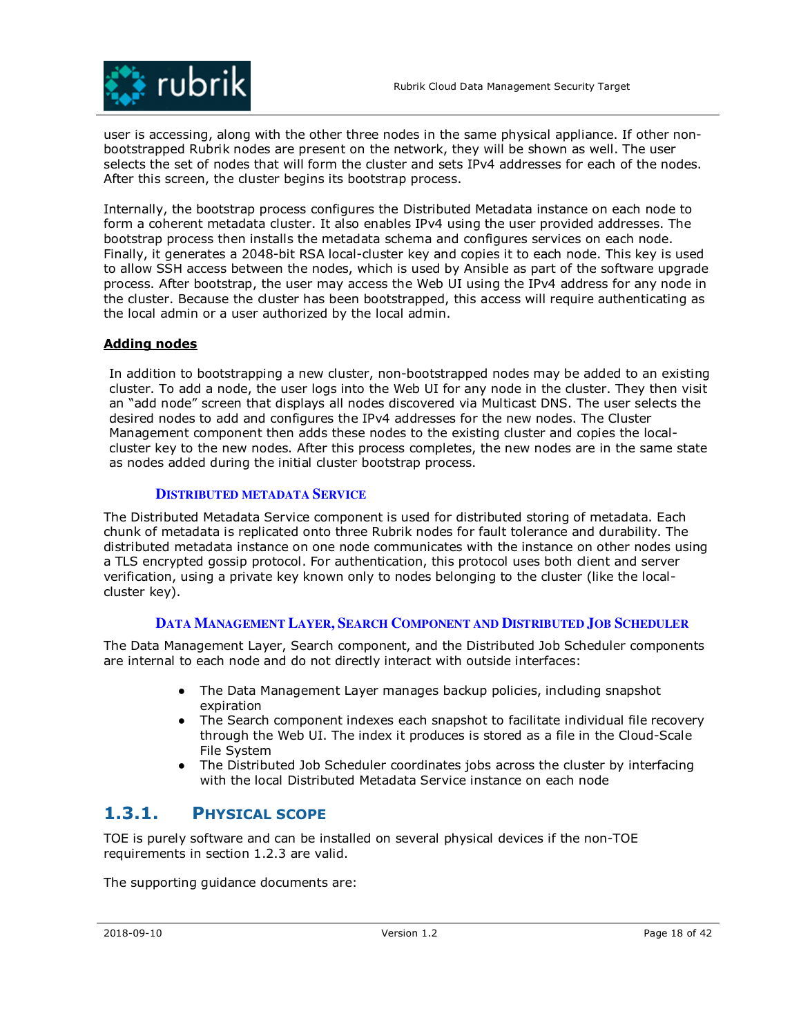user is accessing, along with the other three nodes in the same physical appliance. If other non-bootstrapped Rubrik nodes are present on the network, they will be shown as well. The user selects the set of nodes that will form the cluster and sets IPv4 addresses for each of the nodes. After this screen, the cluster begins its bootstrap process.

Internally, the bootstrap process configures the Distributed Metadata instance on each node to form a coherent metadata cluster. It also enables IPv4 using the user provided addresses. The bootstrap process then installs the metadata schema and configures services on each node. Finally, it generates a 2048-bit RSA local-cluster key and copies it to each node. This key is used to allow SSH access between the nodes, which is used by Ansible as part of the software upgrade process. After bootstrap, the user may access the Web UI using the IPv4 address for any node in the cluster. Because the cluster has been bootstrapped, this access will require authenticating as the local admin or a user authorized by the local admin.

**Adding nodes**

In addition to bootstrapping a new cluster, non-bootstrapped nodes may be added to an existing cluster. To add a node, the user logs into the Web UI for any node in the cluster. They then visit an "add node" screen that displays all nodes discovered via Multicast DNS. The user selects the desired nodes to add and configures the IPv4 addresses for the new nodes. The Cluster Management component then adds these nodes to the existing cluster and copies the local-cluster key to the new nodes. After this process completes, the new nodes are in the same state as nodes added during the initial cluster bootstrap process.

#### Distributed metadata Service

The Distributed Metadata Service component is used for distributed storing of metadata. Each chunk of metadata is replicated onto three Rubrik nodes for fault tolerance and durability. The distributed metadata instance on one node communicates with the instance on other nodes using a TLS encrypted gossip protocol. For authentication, this protocol uses both client and server verification, using a private key known only to nodes belonging to the cluster (like the local-cluster key).

#### Data Management Layer, Search Component and Distributed Job Scheduler

The Data Management Layer, Search component, and the Distributed Job Scheduler components are internal to each node and do not directly interact with outside interfaces:

- The Data Management Layer manages backup policies, including snapshot expiration
- The Search component indexes each snapshot to facilitate individual file recovery through the Web UI. The index it produces is stored as a file in the Cloud-Scale File System
- The Distributed Job Scheduler coordinates jobs across the cluster by interfacing with the local Distributed Metadata Service instance on each node

## 1.3.1. Physical scope

TOE is purely software and can be installed on several physical devices if the non-TOE requirements in section 1.2.3 are valid.

The supporting guidance documents are: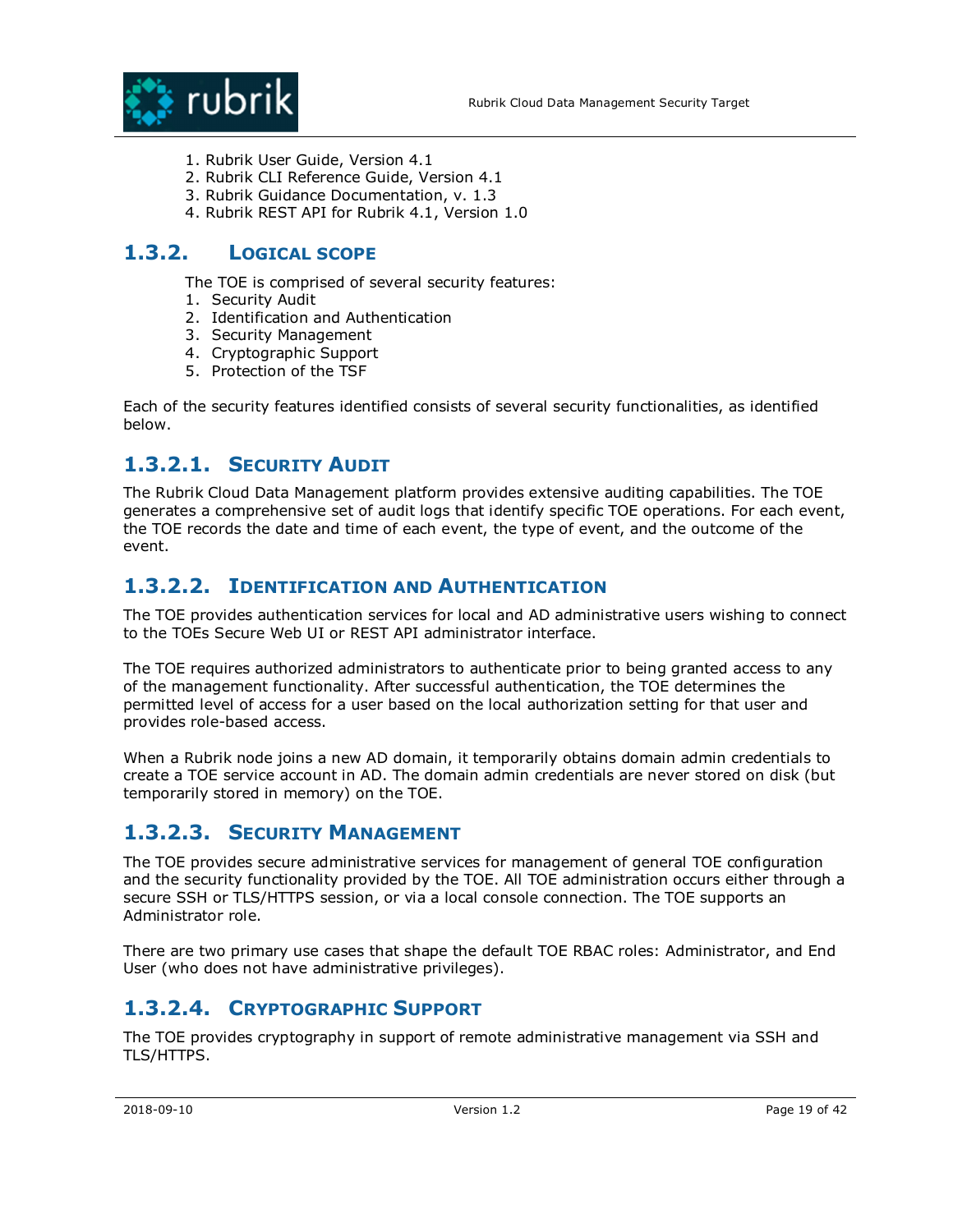1. Rubrik User Guide, Version 4.1
2. Rubrik CLI Reference Guide, Version 4.1
3. Rubrik Guidance Documentation, v. 1.3
4. Rubrik REST API for Rubrik 4.1, Version 1.0

### 1.3.2. Logical scope

The TOE is comprised of several security features:

1. Security Audit
2. Identification and Authentication
3. Security Management
4. Cryptographic Support
5. Protection of the TSF

Each of the security features identified consists of several security functionalities, as identified below.

#### 1.3.2.1. Security Audit

The Rubrik Cloud Data Management platform provides extensive auditing capabilities. The TOE generates a comprehensive set of audit logs that identify specific TOE operations. For each event, the TOE records the date and time of each event, the type of event, and the outcome of the event.

#### 1.3.2.2. Identification and Authentication

The TOE provides authentication services for local and AD administrative users wishing to connect to the TOEs Secure Web UI or REST API administrator interface.

The TOE requires authorized administrators to authenticate prior to being granted access to any of the management functionality. After successful authentication, the TOE determines the permitted level of access for a user based on the local authorization setting for that user and provides role-based access.

When a Rubrik node joins a new AD domain, it temporarily obtains domain admin credentials to create a TOE service account in AD. The domain admin credentials are never stored on disk (but temporarily stored in memory) on the TOE.

#### 1.3.2.3. Security Management

The TOE provides secure administrative services for management of general TOE configuration and the security functionality provided by the TOE. All TOE administration occurs either through a secure SSH or TLS/HTTPS session, or via a local console connection. The TOE supports an Administrator role.

There are two primary use cases that shape the default TOE RBAC roles: Administrator, and End User (who does not have administrative privileges).

#### 1.3.2.4. Cryptographic Support

The TOE provides cryptography in support of remote administrative management via SSH and TLS/HTTPS.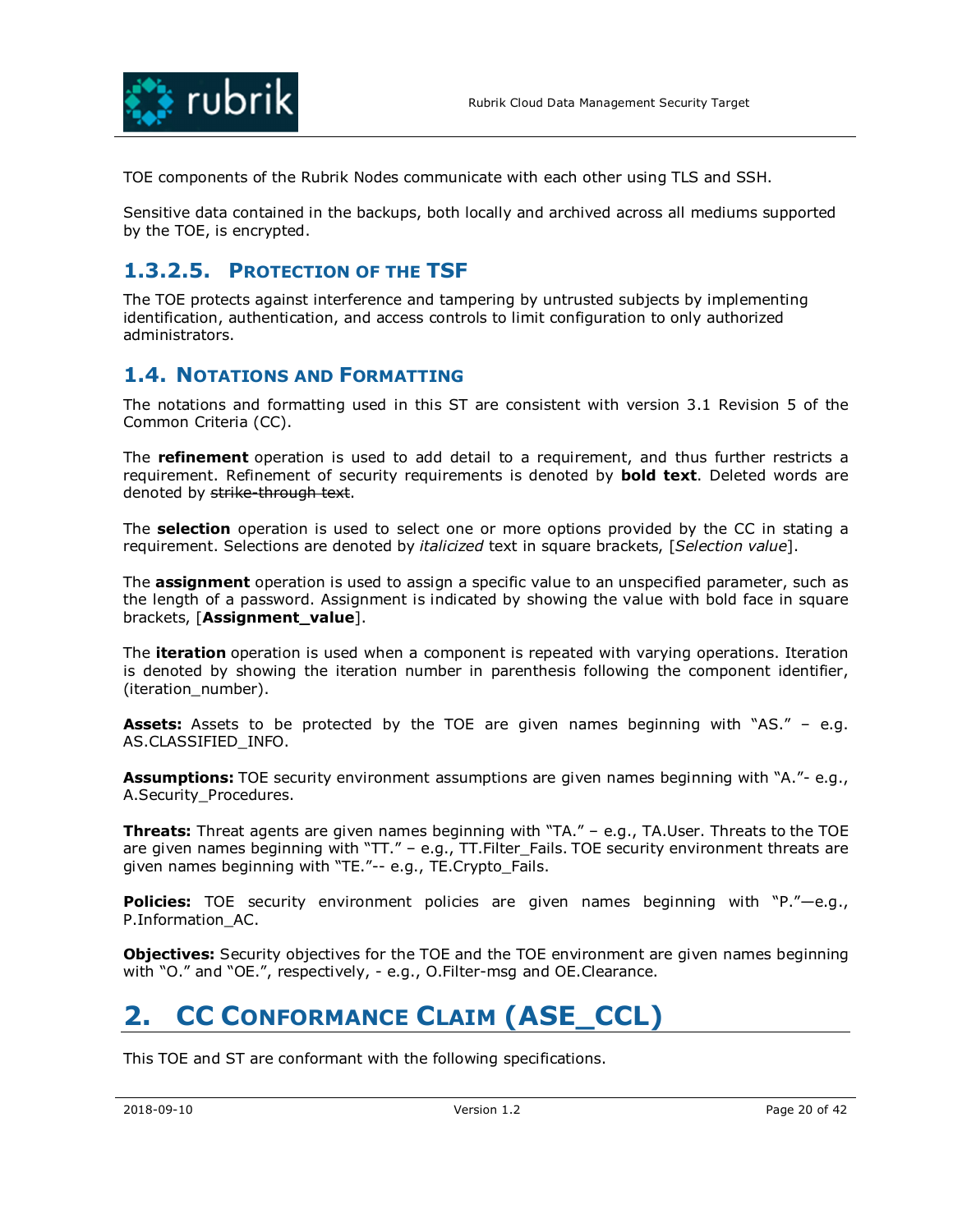TOE components of the Rubrik Nodes communicate with each other using TLS and SSH.

Sensitive data contained in the backups, both locally and archived across all mediums supported by the TOE, is encrypted.

### 1.3.2.5. Protection of the TSF

The TOE protects against interference and tampering by untrusted subjects by implementing identification, authentication, and access controls to limit configuration to only authorized administrators.

## 1.4. Notations and Formatting

The notations and formatting used in this ST are consistent with version 3.1 Revision 5 of the Common Criteria (CC).

The **refinement** operation is used to add detail to a requirement, and thus further restricts a requirement. Refinement of security requirements is denoted by **bold text**. Deleted words are denoted by ~~strike-through text~~.

The **selection** operation is used to select one or more options provided by the CC in stating a requirement. Selections are denoted by *italicized* text in square brackets, [*Selection value*].

The **assignment** operation is used to assign a specific value to an unspecified parameter, such as the length of a password. Assignment is indicated by showing the value with bold face in square brackets, [**Assignment_value**].

The **iteration** operation is used when a component is repeated with varying operations. Iteration is denoted by showing the iteration number in parenthesis following the component identifier, (iteration_number).

**Assets:** Assets to be protected by the TOE are given names beginning with "AS." – e.g. AS.CLASSIFIED_INFO.

**Assumptions:** TOE security environment assumptions are given names beginning with "A."- e.g., A.Security_Procedures.

**Threats:** Threat agents are given names beginning with "TA." – e.g., TA.User. Threats to the TOE are given names beginning with "TT." – e.g., TT.Filter_Fails. TOE security environment threats are given names beginning with "TE."-- e.g., TE.Crypto_Fails.

**Policies:** TOE security environment policies are given names beginning with "P."—e.g., P.Information_AC.

**Objectives:** Security objectives for the TOE and the TOE environment are given names beginning with "O." and "OE.", respectively, - e.g., O.Filter-msg and OE.Clearance.

# 2. CC Conformance Claim (ASE_CCL)

This TOE and ST are conformant with the following specifications.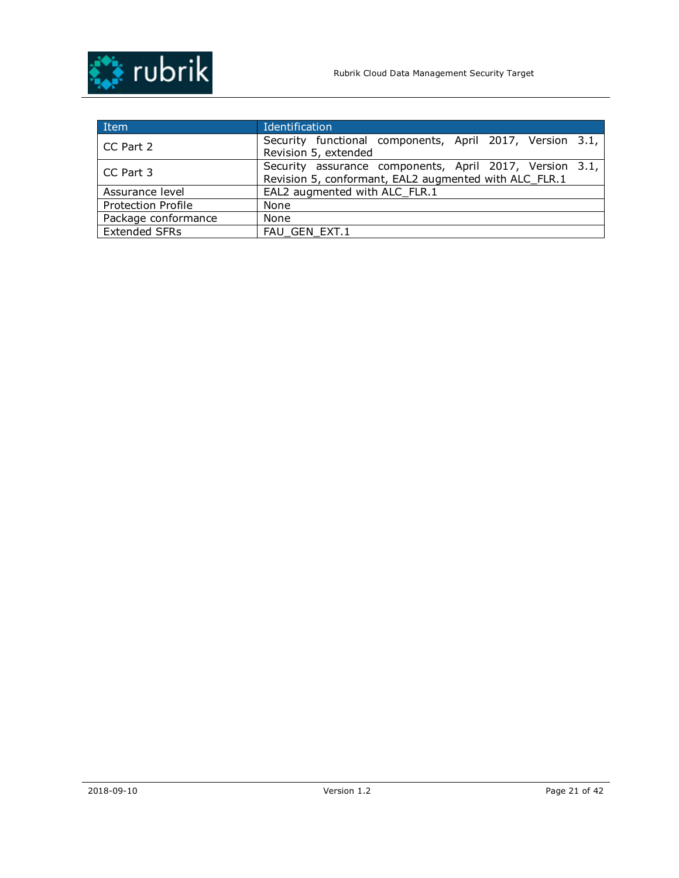| Item | Identification |
| --- | --- |
| CC Part 2 | Security functional components, April 2017, Version 3.1, Revision 5, extended |
| CC Part 3 | Security assurance components, April 2017, Version 3.1, Revision 5, conformant, EAL2 augmented with ALC_FLR.1 |
| Assurance level | EAL2 augmented with ALC_FLR.1 |
| Protection Profile | None |
| Package conformance | None |
| Extended SFRs | FAU_GEN_EXT.1 |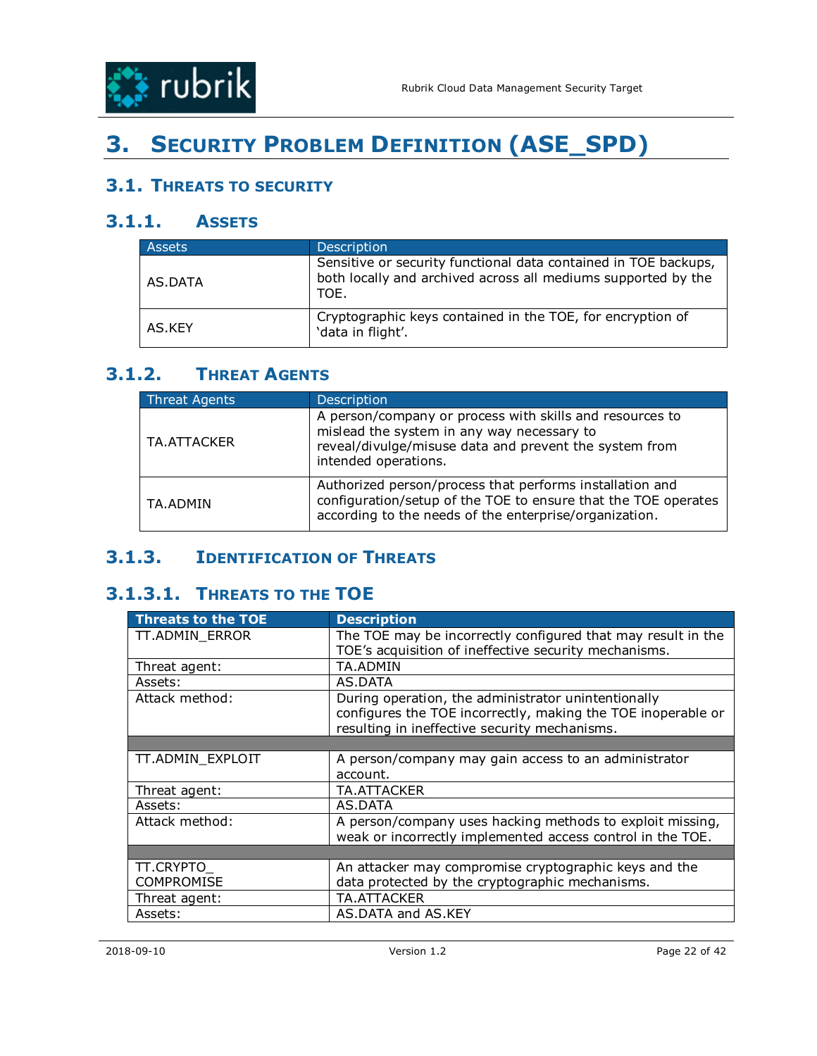# 3. Security Problem Definition (ASE_SPD)

## 3.1. Threats to Security

### 3.1.1. Assets

| Assets | Description |
|---|---|
| AS.DATA | Sensitive or security functional data contained in TOE backups, both locally and archived across all mediums supported by the TOE. |
| AS.KEY | Cryptographic keys contained in the TOE, for encryption of 'data in flight'. |

### 3.1.2. Threat Agents

| Threat Agents | Description |
|---|---|
| TA.ATTACKER | A person/company or process with skills and resources to mislead the system in any way necessary to reveal/divulge/misuse data and prevent the system from intended operations. |
| TA.ADMIN | Authorized person/process that performs installation and configuration/setup of the TOE to ensure that the TOE operates according to the needs of the enterprise/organization. |

### 3.1.3. Identification of Threats

#### 3.1.3.1. Threats to the TOE

| **Threats to the TOE** | **Description** |
|---|---|
| TT.ADMIN_ERROR | The TOE may be incorrectly configured that may result in the TOE's acquisition of ineffective security mechanisms. |
| Threat agent: | TA.ADMIN |
| Assets: | AS.DATA |
| Attack method: | During operation, the administrator unintentionally configures the TOE incorrectly, making the TOE inoperable or resulting in ineffective security mechanisms. |
| | |
| TT.ADMIN_EXPLOIT | A person/company may gain access to an administrator account. |
| Threat agent: | TA.ATTACKER |
| Assets: | AS.DATA |
| Attack method: | A person/company uses hacking methods to exploit missing, weak or incorrectly implemented access control in the TOE. |
| | |
| TT.CRYPTO_ COMPROMISE | An attacker may compromise cryptographic keys and the data protected by the cryptographic mechanisms. |
| Threat agent: | TA.ATTACKER |
| Assets: | AS.DATA and AS.KEY |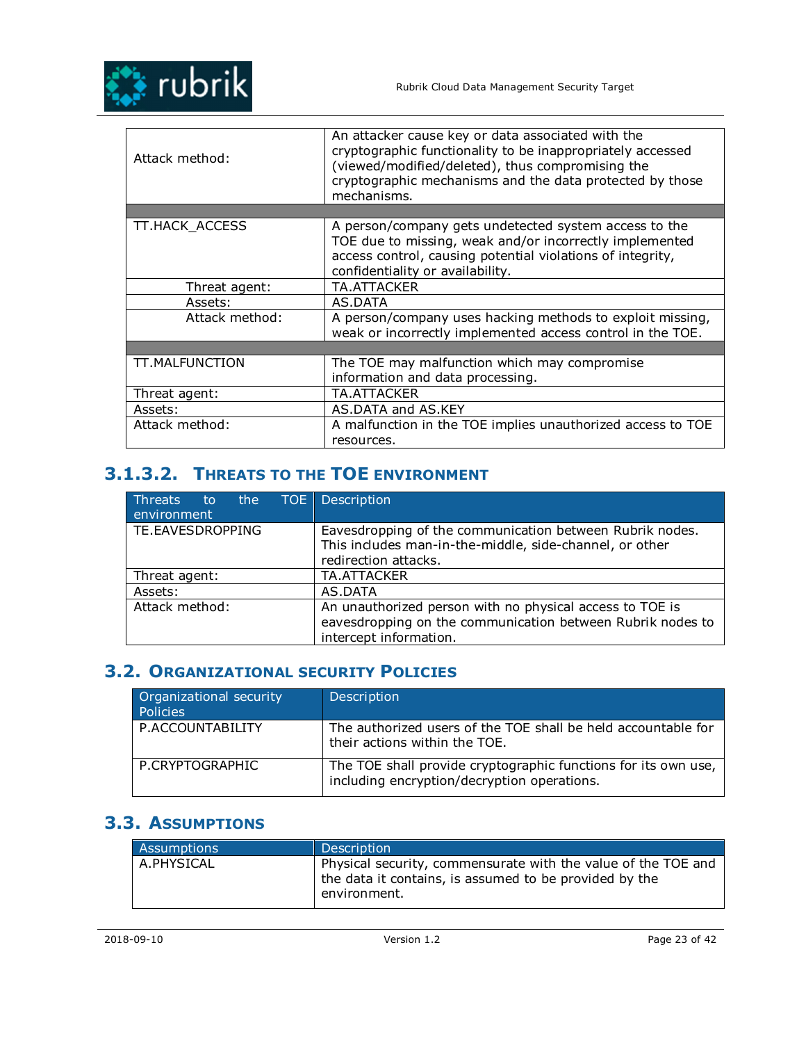| | |
|---|---|
| Attack method: | An attacker cause key or data associated with the cryptographic functionality to be inappropriately accessed (viewed/modified/deleted), thus compromising the cryptographic mechanisms and the data protected by those mechanisms. |
| | |
| TT.HACK_ACCESS | A person/company gets undetected system access to the TOE due to missing, weak and/or incorrectly implemented access control, causing potential violations of integrity, confidentiality or availability. |
| Threat agent: | TA.ATTACKER |
| Assets: | AS.DATA |
| Attack method: | A person/company uses hacking methods to exploit missing, weak or incorrectly implemented access control in the TOE. |
| | |
| TT.MALFUNCTION | The TOE may malfunction which may compromise information and data processing. |
| Threat agent: | TA.ATTACKER |
| Assets: | AS.DATA and AS.KEY |
| Attack method: | A malfunction in the TOE implies unauthorized access to TOE resources. |

#### 3.1.3.2. Threats to the TOE environment

| Threats to the TOE environment | Description |
|---|---|
| TE.EAVESDROPPING | Eavesdropping of the communication between Rubrik nodes. This includes man-in-the-middle, side-channel, or other redirection attacks. |
| Threat agent: | TA.ATTACKER |
| Assets: | AS.DATA |
| Attack method: | An unauthorized person with no physical access to TOE is eavesdropping on the communication between Rubrik nodes to intercept information. |

## 3.2. Organizational security Policies

| Organizational security Policies | Description |
|---|---|
| P.ACCOUNTABILITY | The authorized users of the TOE shall be held accountable for their actions within the TOE. |
| P.CRYPTOGRAPHIC | The TOE shall provide cryptographic functions for its own use, including encryption/decryption operations. |

## 3.3. Assumptions

| Assumptions | Description |
|---|---|
| A.PHYSICAL | Physical security, commensurate with the value of the TOE and the data it contains, is assumed to be provided by the environment. |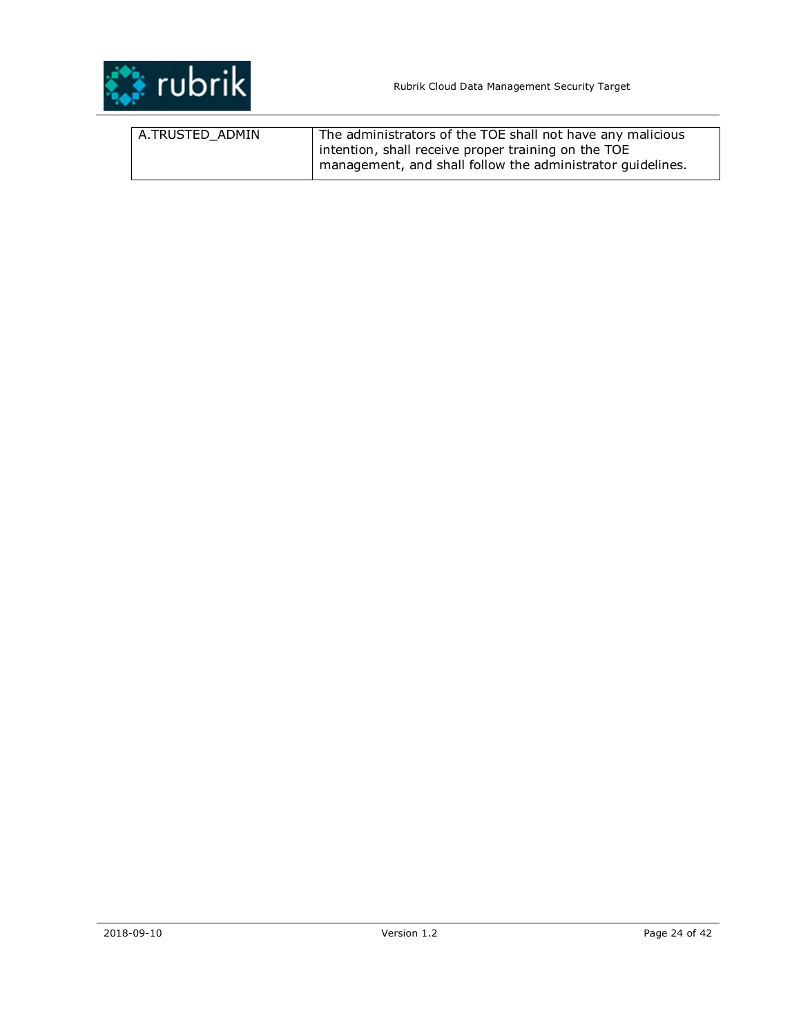| | |
|---|---|
| A.TRUSTED_ADMIN | The administrators of the TOE shall not have any malicious intention, shall receive proper training on the TOE management, and shall follow the administrator guidelines. |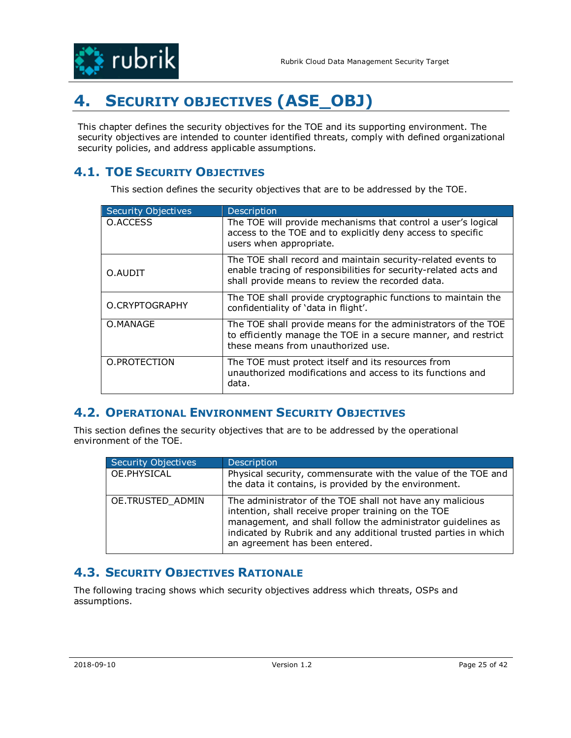# 4. Security Objectives (ASE_OBJ)

This chapter defines the security objectives for the TOE and its supporting environment. The security objectives are intended to counter identified threats, comply with defined organizational security policies, and address applicable assumptions.

## 4.1. TOE Security Objectives

This section defines the security objectives that are to be addressed by the TOE.

| Security Objectives | Description |
|---|---|
| O.ACCESS | The TOE will provide mechanisms that control a user's logical access to the TOE and to explicitly deny access to specific users when appropriate. |
| O.AUDIT | The TOE shall record and maintain security-related events to enable tracing of responsibilities for security-related acts and shall provide means to review the recorded data. |
| O.CRYPTOGRAPHY | The TOE shall provide cryptographic functions to maintain the confidentiality of 'data in flight'. |
| O.MANAGE | The TOE shall provide means for the administrators of the TOE to efficiently manage the TOE in a secure manner, and restrict these means from unauthorized use. |
| O.PROTECTION | The TOE must protect itself and its resources from unauthorized modifications and access to its functions and data. |

## 4.2. Operational Environment Security Objectives

This section defines the security objectives that are to be addressed by the operational environment of the TOE.

| Security Objectives | Description |
|---|---|
| OE.PHYSICAL | Physical security, commensurate with the value of the TOE and the data it contains, is provided by the environment. |
| OE.TRUSTED_ADMIN | The administrator of the TOE shall not have any malicious intention, shall receive proper training on the TOE management, and shall follow the administrator guidelines as indicated by Rubrik and any additional trusted parties in which an agreement has been entered. |

## 4.3. Security Objectives Rationale

The following tracing shows which security objectives address which threats, OSPs and assumptions.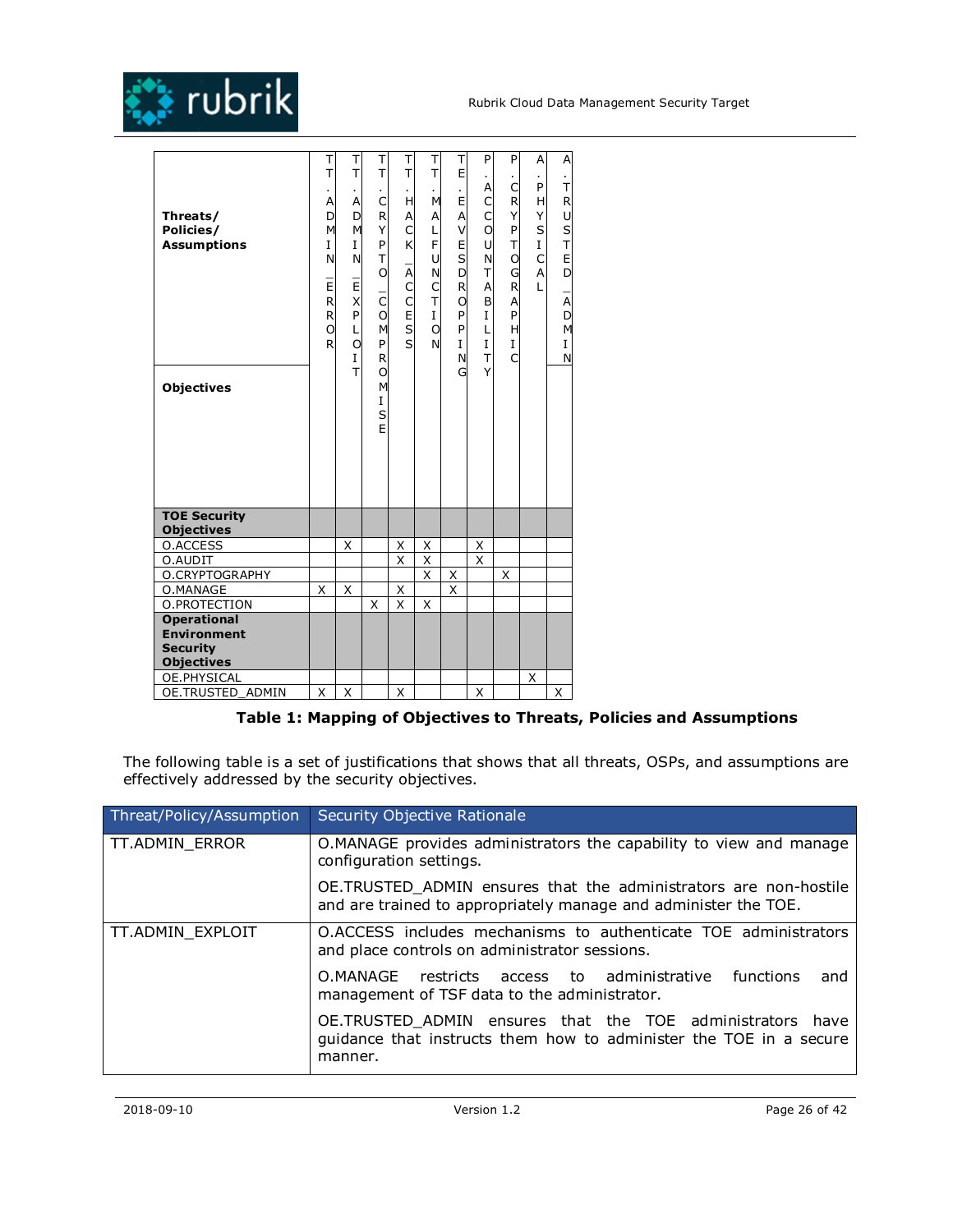| Threats/ Policies/ Assumptions / Objectives | TT.ADMIN_ERROR | TT.ADMIN_EXPLOIT | TT.CRYPTO_COMPROMISE | TT.HACK_ACCESS | TT.MALFUNCTION | TE.EAVESDROPPING | P.ACCOUNTABILITY | P.CRYPTOGRAPHIC | A.PHYSICAL | A.TRUSTED_ADMIN |
|---|---|---|---|---|---|---|---|---|---|---|
| **TOE Security Objectives** | | | | | | | | | | |
| O.ACCESS | | X | | X | X | | X | | | |
| O.AUDIT | | | | X | X | | X | | | |
| O.CRYPTOGRAPHY | | | | | X | X | | X | | |
| O.MANAGE | X | X | | X | | X | | | | |
| O.PROTECTION | | | X | X | X | | | | | |
| **Operational Environment Security Objectives** | | | | | | | | | | |
| OE.PHYSICAL | | | | | | | | | X | |
| OE.TRUSTED_ADMIN | X | X | | X | | | X | | | X |

**Table 1: Mapping of Objectives to Threats, Policies and Assumptions**

The following table is a set of justifications that shows that all threats, OSPs, and assumptions are effectively addressed by the security objectives.

| Threat/Policy/Assumption | Security Objective Rationale |
|---|---|
| TT.ADMIN_ERROR | O.MANAGE provides administrators the capability to view and manage configuration settings.<br><br>OE.TRUSTED_ADMIN ensures that the administrators are non-hostile and are trained to appropriately manage and administer the TOE. |
| TT.ADMIN_EXPLOIT | O.ACCESS includes mechanisms to authenticate TOE administrators and place controls on administrator sessions.<br><br>O.MANAGE restricts access to administrative functions and management of TSF data to the administrator.<br><br>OE.TRUSTED_ADMIN ensures that the TOE administrators have guidance that instructs them how to administer the TOE in a secure manner. |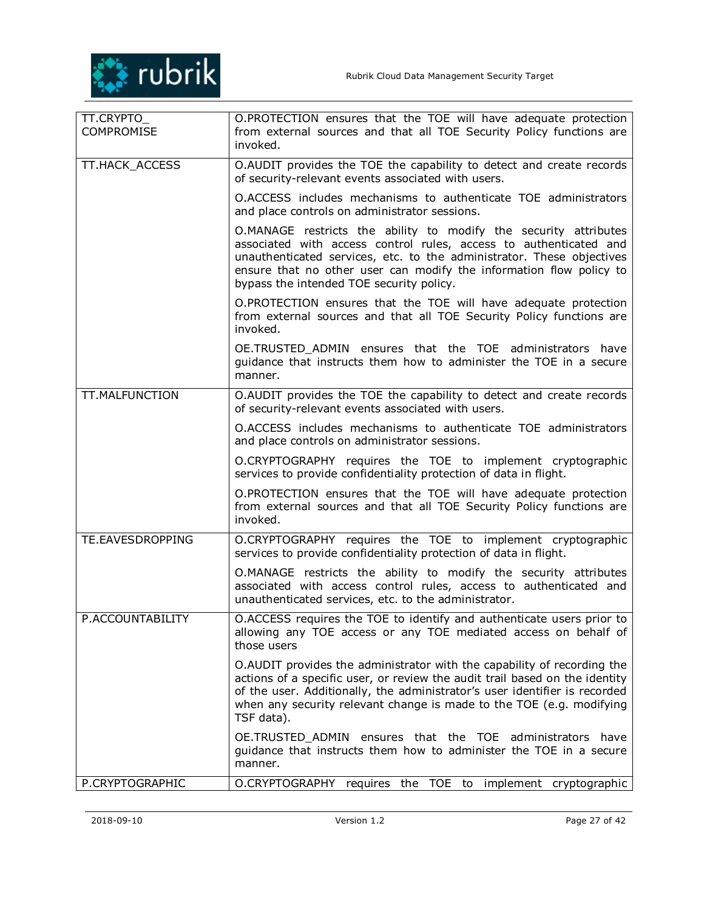| | |
|---|---|
| TT.CRYPTO_ COMPROMISE | O.PROTECTION ensures that the TOE will have adequate protection from external sources and that all TOE Security Policy functions are invoked. |
| TT.HACK_ACCESS | O.AUDIT provides the TOE the capability to detect and create records of security-relevant events associated with users.<br><br>O.ACCESS includes mechanisms to authenticate TOE administrators and place controls on administrator sessions.<br><br>O.MANAGE restricts the ability to modify the security attributes associated with access control rules, access to authenticated and unauthenticated services, etc. to the administrator. These objectives ensure that no other user can modify the information flow policy to bypass the intended TOE security policy.<br><br>O.PROTECTION ensures that the TOE will have adequate protection from external sources and that all TOE Security Policy functions are invoked.<br><br>OE.TRUSTED_ADMIN ensures that the TOE administrators have guidance that instructs them how to administer the TOE in a secure manner. |
| TT.MALFUNCTION | O.AUDIT provides the TOE the capability to detect and create records of security-relevant events associated with users.<br><br>O.ACCESS includes mechanisms to authenticate TOE administrators and place controls on administrator sessions.<br><br>O.CRYPTOGRAPHY requires the TOE to implement cryptographic services to provide confidentiality protection of data in flight.<br><br>O.PROTECTION ensures that the TOE will have adequate protection from external sources and that all TOE Security Policy functions are invoked. |
| TE.EAVESDROPPING | O.CRYPTOGRAPHY requires the TOE to implement cryptographic services to provide confidentiality protection of data in flight.<br><br>O.MANAGE restricts the ability to modify the security attributes associated with access control rules, access to authenticated and unauthenticated services, etc. to the administrator. |
| P.ACCOUNTABILITY | O.ACCESS requires the TOE to identify and authenticate users prior to allowing any TOE access or any TOE mediated access on behalf of those users<br><br>O.AUDIT provides the administrator with the capability of recording the actions of a specific user, or review the audit trail based on the identity of the user. Additionally, the administrator's user identifier is recorded when any security relevant change is made to the TOE (e.g. modifying TSF data).<br><br>OE.TRUSTED_ADMIN ensures that the TOE administrators have guidance that instructs them how to administer the TOE in a secure manner. |
| P.CRYPTOGRAPHIC | O.CRYPTOGRAPHY requires the TOE to implement cryptographic |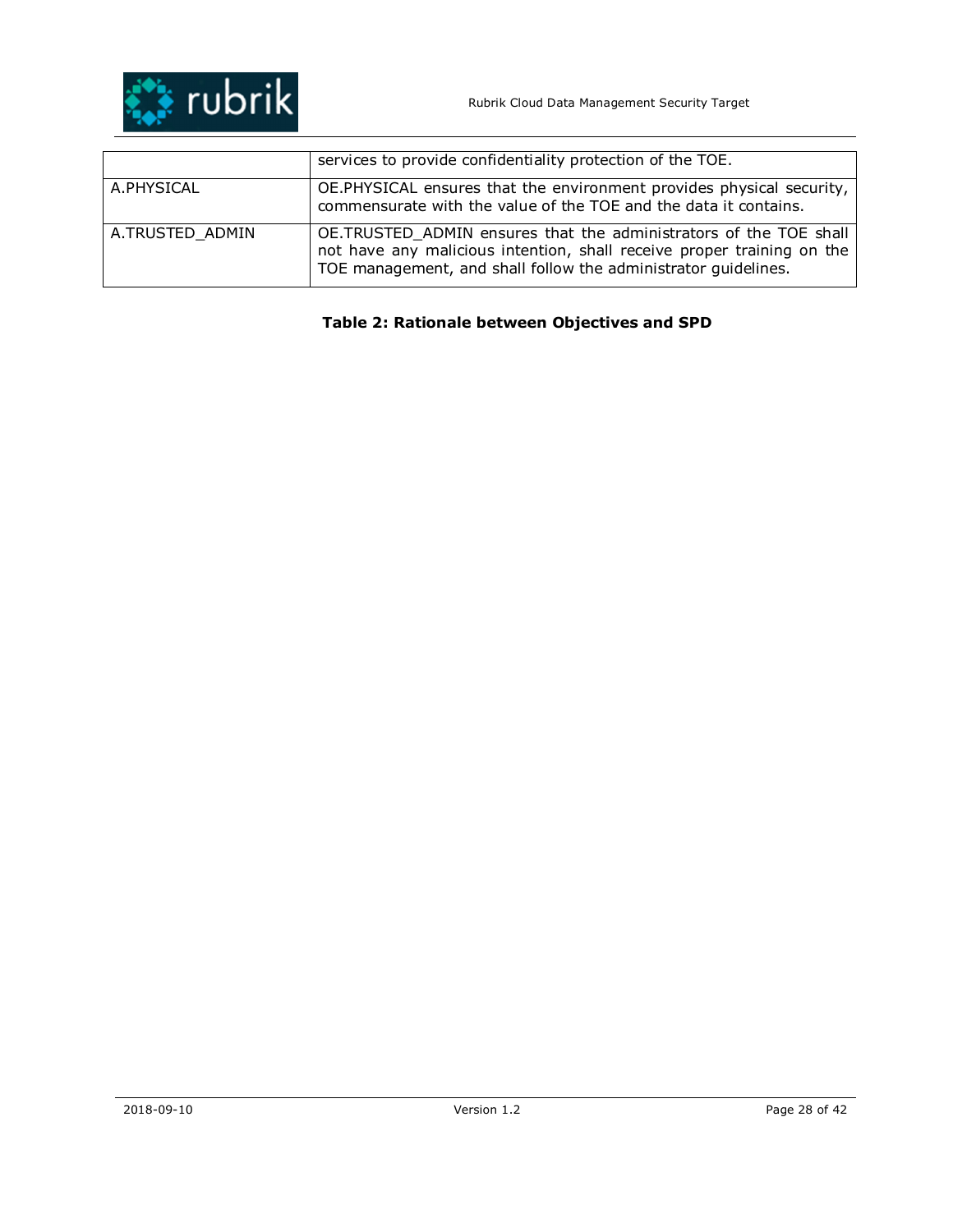| | |
|---|---|
| | services to provide confidentiality protection of the TOE. |
| A.PHYSICAL | OE.PHYSICAL ensures that the environment provides physical security, commensurate with the value of the TOE and the data it contains. |
| A.TRUSTED_ADMIN | OE.TRUSTED_ADMIN ensures that the administrators of the TOE shall not have any malicious intention, shall receive proper training on the TOE management, and shall follow the administrator guidelines. |

**Table 2: Rationale between Objectives and SPD**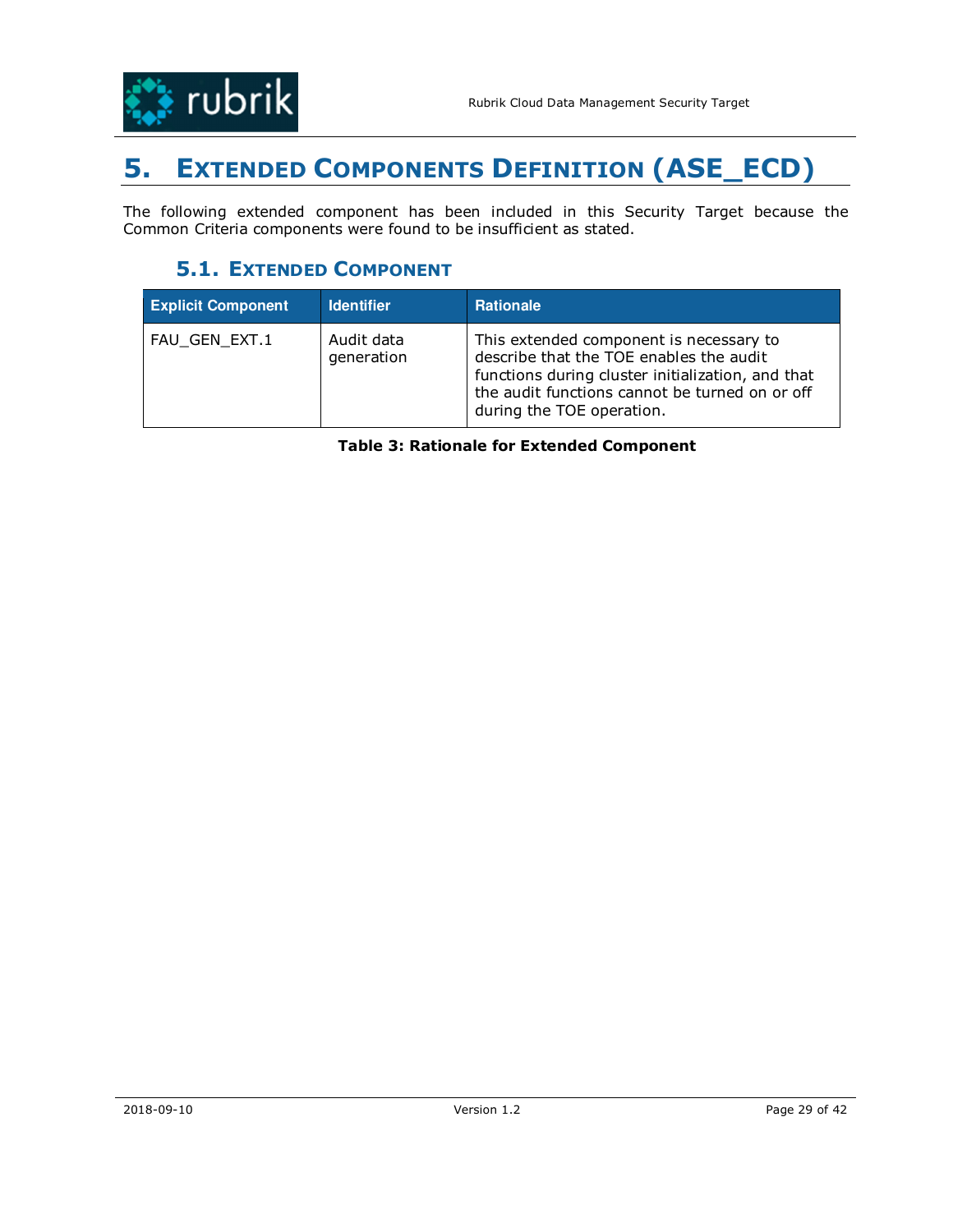# 5. Extended Components Definition (ASE_ECD)

The following extended component has been included in this Security Target because the Common Criteria components were found to be insufficient as stated.

## 5.1. Extended Component

| Explicit Component | Identifier | Rationale |
| --- | --- | --- |
| FAU_GEN_EXT.1 | Audit data generation | This extended component is necessary to describe that the TOE enables the audit functions during cluster initialization, and that the audit functions cannot be turned on or off during the TOE operation. |

**Table 3: Rationale for Extended Component**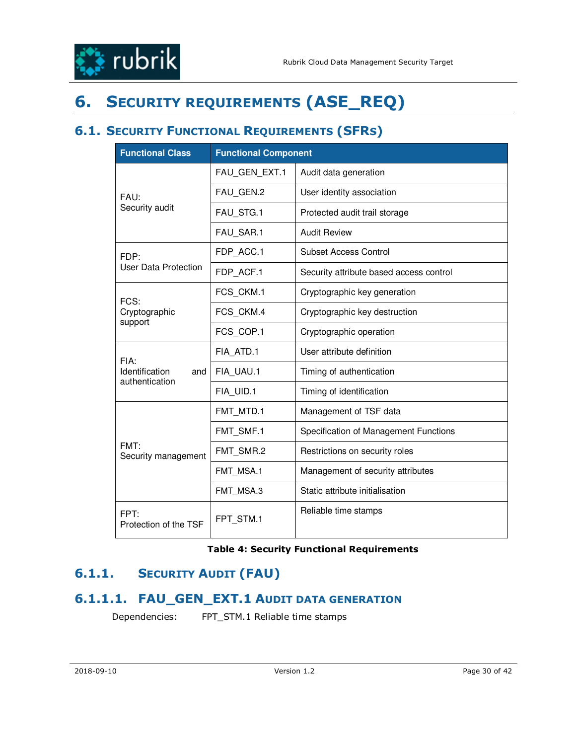# 6. Security Requirements (ASE_REQ)

## 6.1. Security Functional Requirements (SFRs)

| Functional Class | Functional Component | |
|---|---|---|
| FAU: Security audit | FAU_GEN_EXT.1 | Audit data generation |
| | FAU_GEN.2 | User identity association |
| | FAU_STG.1 | Protected audit trail storage |
| | FAU_SAR.1 | Audit Review |
| FDP: User Data Protection | FDP_ACC.1 | Subset Access Control |
| | FDP_ACF.1 | Security attribute based access control |
| FCS: Cryptographic support | FCS_CKM.1 | Cryptographic key generation |
| | FCS_CKM.4 | Cryptographic key destruction |
| | FCS_COP.1 | Cryptographic operation |
| FIA: Identification and authentication | FIA_ATD.1 | User attribute definition |
| | FIA_UAU.1 | Timing of authentication |
| | FIA_UID.1 | Timing of identification |
| FMT: Security management | FMT_MTD.1 | Management of TSF data |
| | FMT_SMF.1 | Specification of Management Functions |
| | FMT_SMR.2 | Restrictions on security roles |
| | FMT_MSA.1 | Management of security attributes |
| | FMT_MSA.3 | Static attribute initialisation |
| FPT: Protection of the TSF | FPT_STM.1 | Reliable time stamps |

**Table 4: Security Functional Requirements**

### 6.1.1. Security Audit (FAU)

#### 6.1.1.1. FAU_GEN_EXT.1 Audit data generation

Dependencies: FPT_STM.1 Reliable time stamps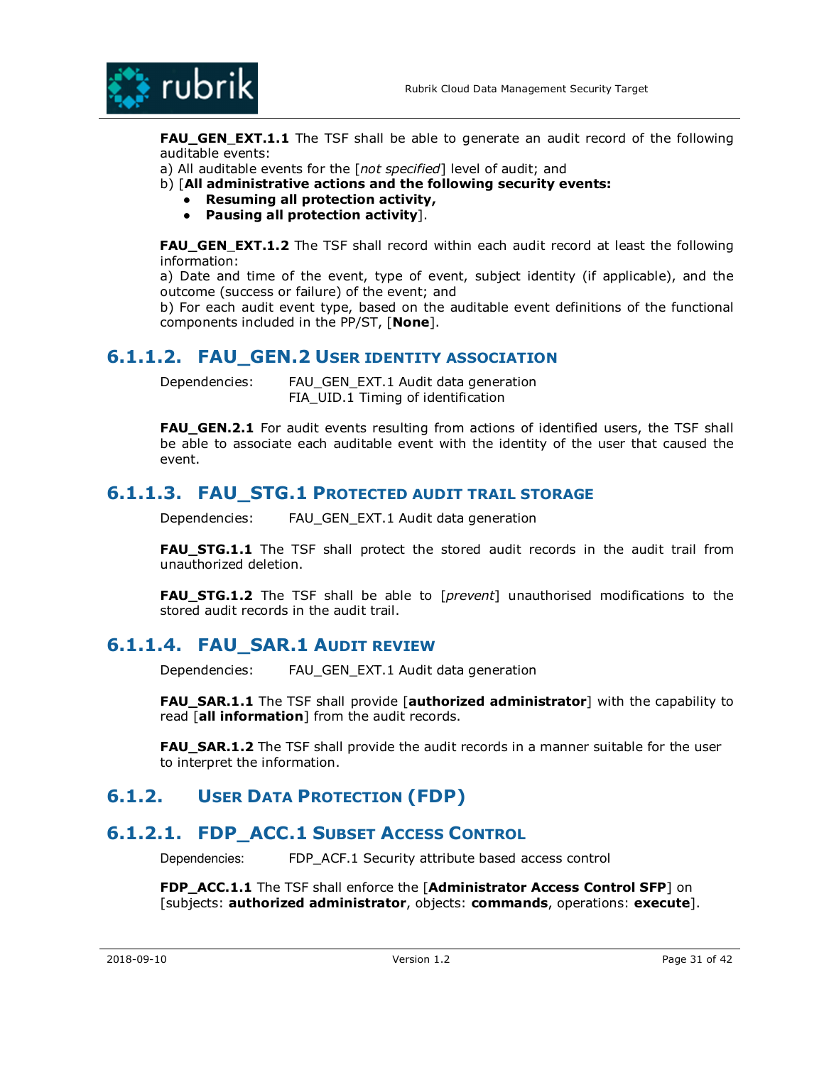**FAU_GEN_EXT.1.1** The TSF shall be able to generate an audit record of the following auditable events:

a) All auditable events for the [*not specified*] level of audit; and

b) [**All administrative actions and the following security events:**

- **Resuming all protection activity,**
- **Pausing all protection activity**].

**FAU_GEN_EXT.1.2** The TSF shall record within each audit record at least the following information:

a) Date and time of the event, type of event, subject identity (if applicable), and the outcome (success or failure) of the event; and

b) For each audit event type, based on the auditable event definitions of the functional components included in the PP/ST, [**None**].

### 6.1.1.2. FAU_GEN.2 User identity association

Dependencies: FAU_GEN_EXT.1 Audit data generation
FIA_UID.1 Timing of identification

**FAU_GEN.2.1** For audit events resulting from actions of identified users, the TSF shall be able to associate each auditable event with the identity of the user that caused the event.

### 6.1.1.3. FAU_STG.1 Protected audit trail storage

Dependencies: FAU_GEN_EXT.1 Audit data generation

**FAU_STG.1.1** The TSF shall protect the stored audit records in the audit trail from unauthorized deletion.

**FAU_STG.1.2** The TSF shall be able to [*prevent*] unauthorised modifications to the stored audit records in the audit trail.

### 6.1.1.4. FAU_SAR.1 Audit review

Dependencies: FAU_GEN_EXT.1 Audit data generation

**FAU_SAR.1.1** The TSF shall provide [**authorized administrator**] with the capability to read [**all information**] from the audit records.

**FAU_SAR.1.2** The TSF shall provide the audit records in a manner suitable for the user to interpret the information.

## 6.1.2. User Data Protection (FDP)

### 6.1.2.1. FDP_ACC.1 Subset Access Control

Dependencies: FDP_ACF.1 Security attribute based access control

**FDP_ACC.1.1** The TSF shall enforce the [**Administrator Access Control SFP**] on [subjects: **authorized administrator**, objects: **commands**, operations: **execute**].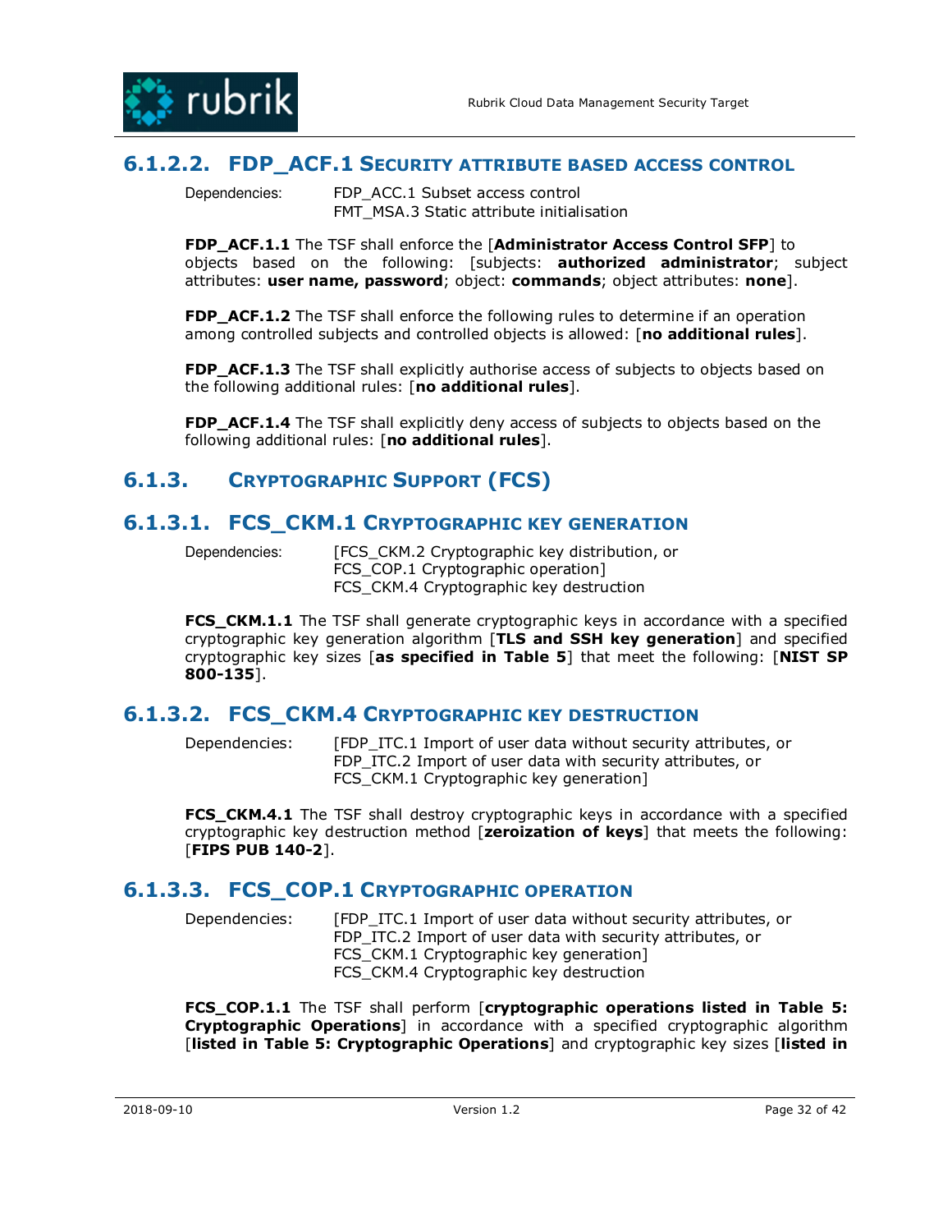#### 6.1.2.2. FDP_ACF.1 Security attribute based access control

Dependencies: FDP_ACC.1 Subset access control
FMT_MSA.3 Static attribute initialisation

**FDP_ACF.1.1** The TSF shall enforce the [**Administrator Access Control SFP**] to objects based on the following: [subjects: **authorized administrator**; subject attributes: **user name, password**; object: **commands**; object attributes: **none**].

**FDP_ACF.1.2** The TSF shall enforce the following rules to determine if an operation among controlled subjects and controlled objects is allowed: [**no additional rules**].

**FDP_ACF.1.3** The TSF shall explicitly authorise access of subjects to objects based on the following additional rules: [**no additional rules**].

**FDP_ACF.1.4** The TSF shall explicitly deny access of subjects to objects based on the following additional rules: [**no additional rules**].

### 6.1.3. Cryptographic Support (FCS)

#### 6.1.3.1. FCS_CKM.1 Cryptographic key generation

Dependencies: [FCS_CKM.2 Cryptographic key distribution, or
FCS_COP.1 Cryptographic operation]
FCS_CKM.4 Cryptographic key destruction

**FCS_CKM.1.1** The TSF shall generate cryptographic keys in accordance with a specified cryptographic key generation algorithm [**TLS and SSH key generation**] and specified cryptographic key sizes [**as specified in Table 5**] that meet the following: [**NIST SP 800-135**].

#### 6.1.3.2. FCS_CKM.4 Cryptographic key destruction

Dependencies: [FDP_ITC.1 Import of user data without security attributes, or
FDP_ITC.2 Import of user data with security attributes, or
FCS_CKM.1 Cryptographic key generation]

**FCS_CKM.4.1** The TSF shall destroy cryptographic keys in accordance with a specified cryptographic key destruction method [**zeroization of keys**] that meets the following: [**FIPS PUB 140-2**].

#### 6.1.3.3. FCS_COP.1 Cryptographic operation

Dependencies: [FDP_ITC.1 Import of user data without security attributes, or
FDP_ITC.2 Import of user data with security attributes, or
FCS_CKM.1 Cryptographic key generation]
FCS_CKM.4 Cryptographic key destruction

**FCS_COP.1.1** The TSF shall perform [**cryptographic operations listed in Table 5: Cryptographic Operations**] in accordance with a specified cryptographic algorithm [**listed in Table 5: Cryptographic Operations**] and cryptographic key sizes [**listed in**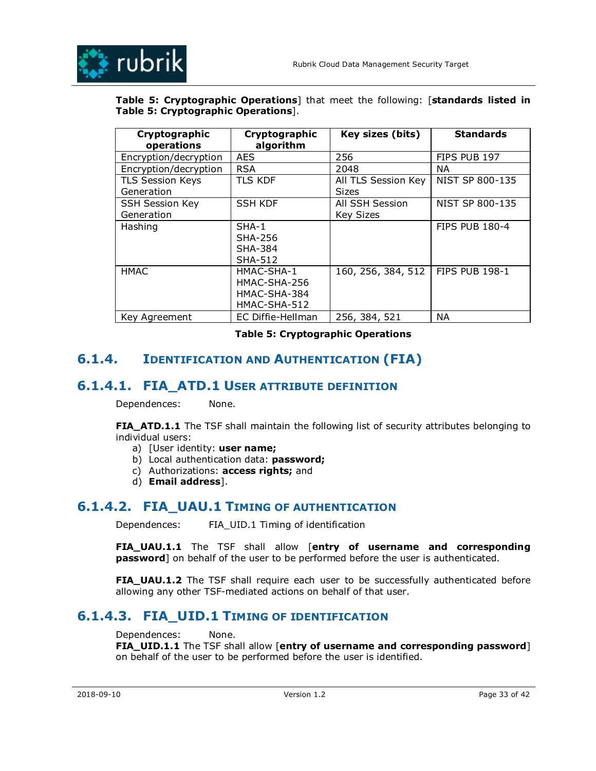**Table 5: Cryptographic Operations**] that meet the following: [**standards listed in Table 5: Cryptographic Operations**].

| Cryptographic operations | Cryptographic algorithm | Key sizes (bits) | Standards |
|---|---|---|---|
| Encryption/decryption | AES | 256 | FIPS PUB 197 |
| Encryption/decryption | RSA | 2048 | NA |
| TLS Session Keys Generation | TLS KDF | All TLS Session Key Sizes | NIST SP 800-135 |
| SSH Session Key Generation | SSH KDF | All SSH Session Key Sizes | NIST SP 800-135 |
| Hashing | SHA-1<br>SHA-256<br>SHA-384<br>SHA-512 | | FIPS PUB 180-4 |
| HMAC | HMAC-SHA-1<br>HMAC-SHA-256<br>HMAC-SHA-384<br>HMAC-SHA-512 | 160, 256, 384, 512 | FIPS PUB 198-1 |
| Key Agreement | EC Diffie-Hellman | 256, 384, 521 | NA |

**Table 5: Cryptographic Operations**

## 6.1.4. Identification and Authentication (FIA)

### 6.1.4.1. FIA_ATD.1 User attribute definition

Dependences: None.

**FIA_ATD.1.1** The TSF shall maintain the following list of security attributes belonging to individual users:

a) [User identity: **user name;**
b) Local authentication data: **password;**
c) Authorizations: **access rights;** and
d) **Email address**].

### 6.1.4.2. FIA_UAU.1 Timing of authentication

Dependences: FIA_UID.1 Timing of identification

**FIA_UAU.1.1** The TSF shall allow [**entry of username and corresponding password**] on behalf of the user to be performed before the user is authenticated.

**FIA_UAU.1.2** The TSF shall require each user to be successfully authenticated before allowing any other TSF-mediated actions on behalf of that user.

### 6.1.4.3. FIA_UID.1 Timing of identification

Dependences: None.

**FIA_UID.1.1** The TSF shall allow [**entry of username and corresponding password**] on behalf of the user to be performed before the user is identified.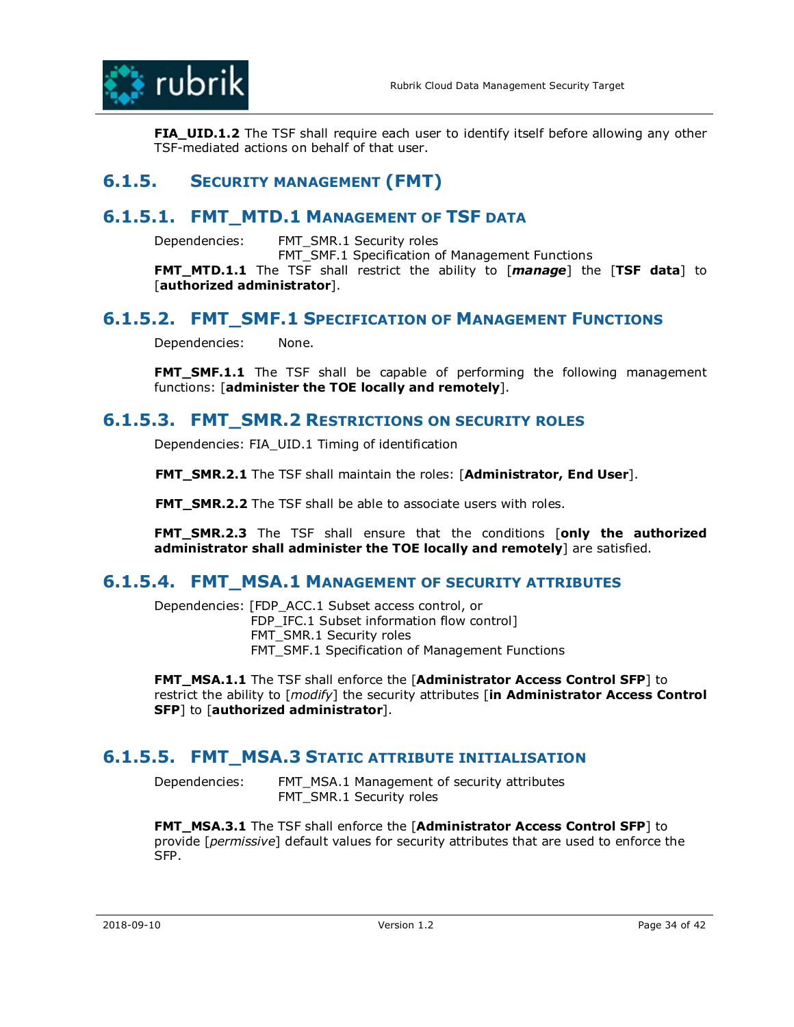**FIA_UID.1.2** The TSF shall require each user to identify itself before allowing any other TSF-mediated actions on behalf of that user.

### 6.1.5. Security management (FMT)

#### 6.1.5.1. FMT_MTD.1 Management of TSF data

Dependencies: FMT_SMR.1 Security roles
FMT_SMF.1 Specification of Management Functions

**FMT_MTD.1.1** The TSF shall restrict the ability to [***manage***] the [**TSF data**] to [**authorized administrator**].

#### 6.1.5.2. FMT_SMF.1 Specification of Management Functions

Dependencies: None.

**FMT_SMF.1.1** The TSF shall be capable of performing the following management functions: [**administer the TOE locally and remotely**].

#### 6.1.5.3. FMT_SMR.2 Restrictions on security roles

Dependencies: FIA_UID.1 Timing of identification

**FMT_SMR.2.1** The TSF shall maintain the roles: [**Administrator, End User**].

**FMT_SMR.2.2** The TSF shall be able to associate users with roles.

**FMT_SMR.2.3** The TSF shall ensure that the conditions [**only the authorized administrator shall administer the TOE locally and remotely**] are satisfied.

#### 6.1.5.4. FMT_MSA.1 Management of security attributes

Dependencies: [FDP_ACC.1 Subset access control, or
FDP_IFC.1 Subset information flow control]
FMT_SMR.1 Security roles
FMT_SMF.1 Specification of Management Functions

**FMT_MSA.1.1** The TSF shall enforce the [**Administrator Access Control SFP**] to restrict the ability to [*modify*] the security attributes [**in Administrator Access Control SFP**] to [**authorized administrator**].

#### 6.1.5.5. FMT_MSA.3 Static attribute initialisation

Dependencies: FMT_MSA.1 Management of security attributes
FMT_SMR.1 Security roles

**FMT_MSA.3.1** The TSF shall enforce the [**Administrator Access Control SFP**] to provide [*permissive*] default values for security attributes that are used to enforce the SFP.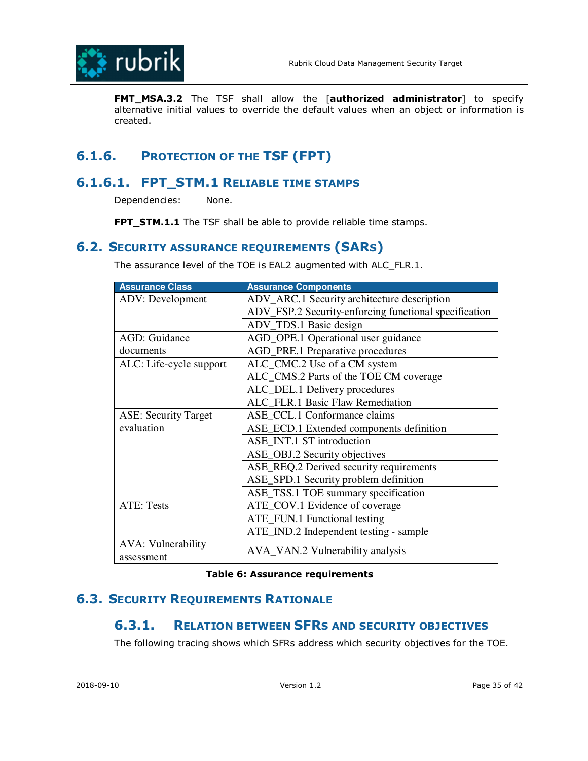**FMT_MSA.3.2** The TSF shall allow the [**authorized administrator**] to specify alternative initial values to override the default values when an object or information is created.

### 6.1.6. Protection of the TSF (FPT)

#### 6.1.6.1. FPT_STM.1 Reliable time stamps

Dependencies: None.

**FPT_STM.1.1** The TSF shall be able to provide reliable time stamps.

## 6.2. Security assurance requirements (SARs)

The assurance level of the TOE is EAL2 augmented with ALC_FLR.1.

| Assurance Class | Assurance Components |
|---|---|
| ADV: Development | ADV_ARC.1 Security architecture description |
| | ADV_FSP.2 Security-enforcing functional specification |
| | ADV_TDS.1 Basic design |
| AGD: Guidance documents | AGD_OPE.1 Operational user guidance |
| | AGD_PRE.1 Preparative procedures |
| ALC: Life-cycle support | ALC_CMC.2 Use of a CM system |
| | ALC_CMS.2 Parts of the TOE CM coverage |
| | ALC_DEL.1 Delivery procedures |
| | ALC_FLR.1 Basic Flaw Remediation |
| ASE: Security Target evaluation | ASE_CCL.1 Conformance claims |
| | ASE_ECD.1 Extended components definition |
| | ASE_INT.1 ST introduction |
| | ASE_OBJ.2 Security objectives |
| | ASE_REQ.2 Derived security requirements |
| | ASE_SPD.1 Security problem definition |
| | ASE_TSS.1 TOE summary specification |
| ATE: Tests | ATE_COV.1 Evidence of coverage |
| | ATE_FUN.1 Functional testing |
| | ATE_IND.2 Independent testing - sample |
| AVA: Vulnerability assessment | AVA_VAN.2 Vulnerability analysis |

**Table 6: Assurance requirements**

## 6.3. Security Requirements Rationale

### 6.3.1. Relation between SFRs and security objectives

The following tracing shows which SFRs address which security objectives for the TOE.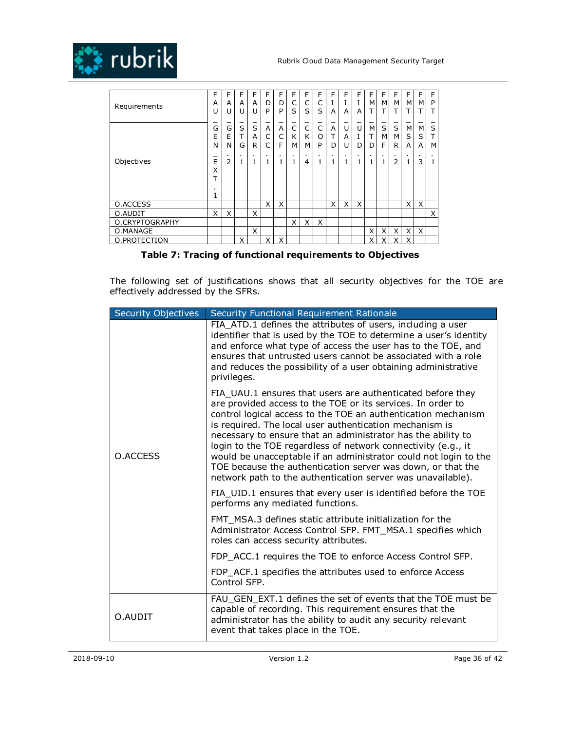| Requirements / Objectives | FAU_GEN_EXT.1 | FAU_GEN.2 | FAU_STG.1 | FAU_SAR.1 | FDP_ACC.1 | FDP_ACF.1 | FCS_CKM.1 | FCS_CKM.4 | FCS_COP.1 | FIA_ATD.1 | FIA_UAU.1 | FIA_UID.1 | FMT_MTD.1 | FMT_SMF.1 | FMT_SMR.2 | FMT_MSA.1 | FMT_MSA.3 | FPT_STM.1 |
|---|---|---|---|---|---|---|---|---|---|---|---|---|---|---|---|---|---|---|
| O.ACCESS | | | | | X | X | | | | X | X | X | | | | X | X | |
| O.AUDIT | X | X | | X | | | | | | | | | | | | | | X |
| O.CRYPTOGRAPHY | | | | | | | X | X | X | | | | | | | | | |
| O.MANAGE | | | | X | | | | | | | | | X | X | X | X | X | |
| O.PROTECTION | | | X | | X | X | | | | | | | X | X | X | X | | |

**Table 7: Tracing of functional requirements to Objectives**

The following set of justifications shows that all security objectives for the TOE are effectively addressed by the SFRs.

| Security Objectives | Security Functional Requirement Rationale |
|---|---|
| O.ACCESS | FIA_ATD.1 defines the attributes of users, including a user identifier that is used by the TOE to determine a user's identity and enforce what type of access the user has to the TOE, and ensures that untrusted users cannot be associated with a role and reduces the possibility of a user obtaining administrative privileges.<br><br>FIA_UAU.1 ensures that users are authenticated before they are provided access to the TOE or its services. In order to control logical access to the TOE an authentication mechanism is required. The local user authentication mechanism is necessary to ensure that an administrator has the ability to login to the TOE regardless of network connectivity (e.g., it would be unacceptable if an administrator could not login to the TOE because the authentication server was down, or that the network path to the authentication server was unavailable).<br><br>FIA_UID.1 ensures that every user is identified before the TOE performs any mediated functions.<br><br>FMT_MSA.3 defines static attribute initialization for the Administrator Access Control SFP. FMT_MSA.1 specifies which roles can access security attributes.<br><br>FDP_ACC.1 requires the TOE to enforce Access Control SFP.<br><br>FDP_ACF.1 specifies the attributes used to enforce Access Control SFP. |
| O.AUDIT | FAU_GEN_EXT.1 defines the set of events that the TOE must be capable of recording. This requirement ensures that the administrator has the ability to audit any security relevant event that takes place in the TOE. |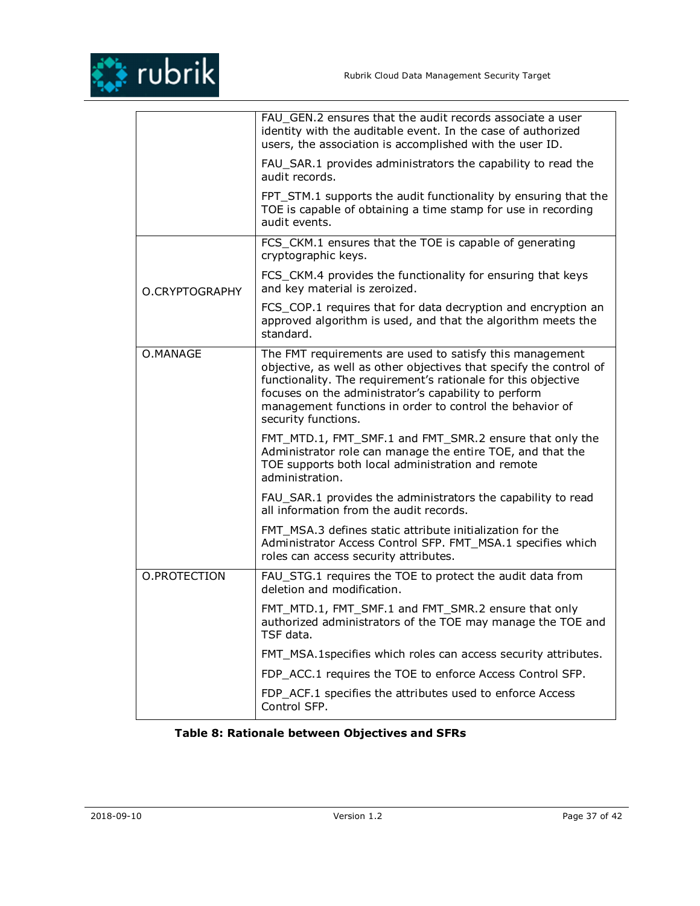| | |
|---|---|
| | FAU_GEN.2 ensures that the audit records associate a user identity with the auditable event. In the case of authorized users, the association is accomplished with the user ID.<br><br>FAU_SAR.1 provides administrators the capability to read the audit records.<br><br>FPT_STM.1 supports the audit functionality by ensuring that the TOE is capable of obtaining a time stamp for use in recording audit events. |
| O.CRYPTOGRAPHY | FCS_CKM.1 ensures that the TOE is capable of generating cryptographic keys.<br><br>FCS_CKM.4 provides the functionality for ensuring that keys and key material is zeroized.<br><br>FCS_COP.1 requires that for data decryption and encryption an approved algorithm is used, and that the algorithm meets the standard. |
| O.MANAGE | The FMT requirements are used to satisfy this management objective, as well as other objectives that specify the control of functionality. The requirement's rationale for this objective focuses on the administrator's capability to perform management functions in order to control the behavior of security functions.<br><br>FMT_MTD.1, FMT_SMF.1 and FMT_SMR.2 ensure that only the Administrator role can manage the entire TOE, and that the TOE supports both local administration and remote administration.<br><br>FAU_SAR.1 provides the administrators the capability to read all information from the audit records.<br><br>FMT_MSA.3 defines static attribute initialization for the Administrator Access Control SFP. FMT_MSA.1 specifies which roles can access security attributes. |
| O.PROTECTION | FAU_STG.1 requires the TOE to protect the audit data from deletion and modification.<br><br>FMT_MTD.1, FMT_SMF.1 and FMT_SMR.2 ensure that only authorized administrators of the TOE may manage the TOE and TSF data.<br><br>FMT_MSA.1specifies which roles can access security attributes.<br><br>FDP_ACC.1 requires the TOE to enforce Access Control SFP.<br><br>FDP_ACF.1 specifies the attributes used to enforce Access Control SFP. |

**Table 8: Rationale between Objectives and SFRs**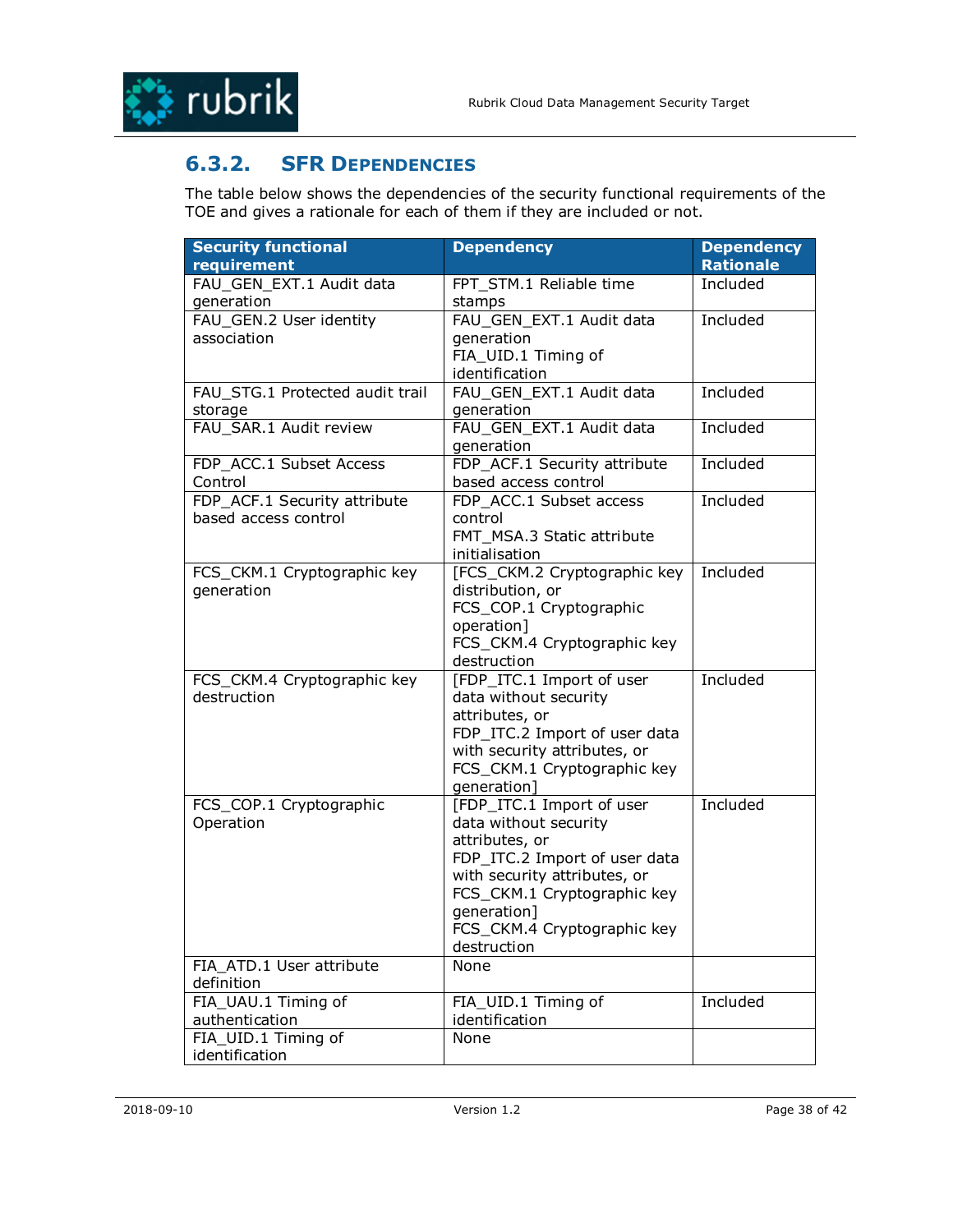### 6.3.2. SFR Dependencies

The table below shows the dependencies of the security functional requirements of the TOE and gives a rationale for each of them if they are included or not.

| Security functional requirement | Dependency | Dependency Rationale |
| --- | --- | --- |
| FAU_GEN_EXT.1 Audit data generation | FPT_STM.1 Reliable time stamps | Included |
| FAU_GEN.2 User identity association | FAU_GEN_EXT.1 Audit data generation<br>FIA_UID.1 Timing of identification | Included |
| FAU_STG.1 Protected audit trail storage | FAU_GEN_EXT.1 Audit data generation | Included |
| FAU_SAR.1 Audit review | FAU_GEN_EXT.1 Audit data generation | Included |
| FDP_ACC.1 Subset Access Control | FDP_ACF.1 Security attribute based access control | Included |
| FDP_ACF.1 Security attribute based access control | FDP_ACC.1 Subset access control<br>FMT_MSA.3 Static attribute initialisation | Included |
| FCS_CKM.1 Cryptographic key generation | [FCS_CKM.2 Cryptographic key distribution, or<br>FCS_COP.1 Cryptographic operation]<br>FCS_CKM.4 Cryptographic key destruction | Included |
| FCS_CKM.4 Cryptographic key destruction | [FDP_ITC.1 Import of user data without security attributes, or<br>FDP_ITC.2 Import of user data with security attributes, or<br>FCS_CKM.1 Cryptographic key generation] | Included |
| FCS_COP.1 Cryptographic Operation | [FDP_ITC.1 Import of user data without security attributes, or<br>FDP_ITC.2 Import of user data with security attributes, or<br>FCS_CKM.1 Cryptographic key generation]<br>FCS_CKM.4 Cryptographic key destruction | Included |
| FIA_ATD.1 User attribute definition | None | |
| FIA_UAU.1 Timing of authentication | FIA_UID.1 Timing of identification | Included |
| FIA_UID.1 Timing of identification | None | |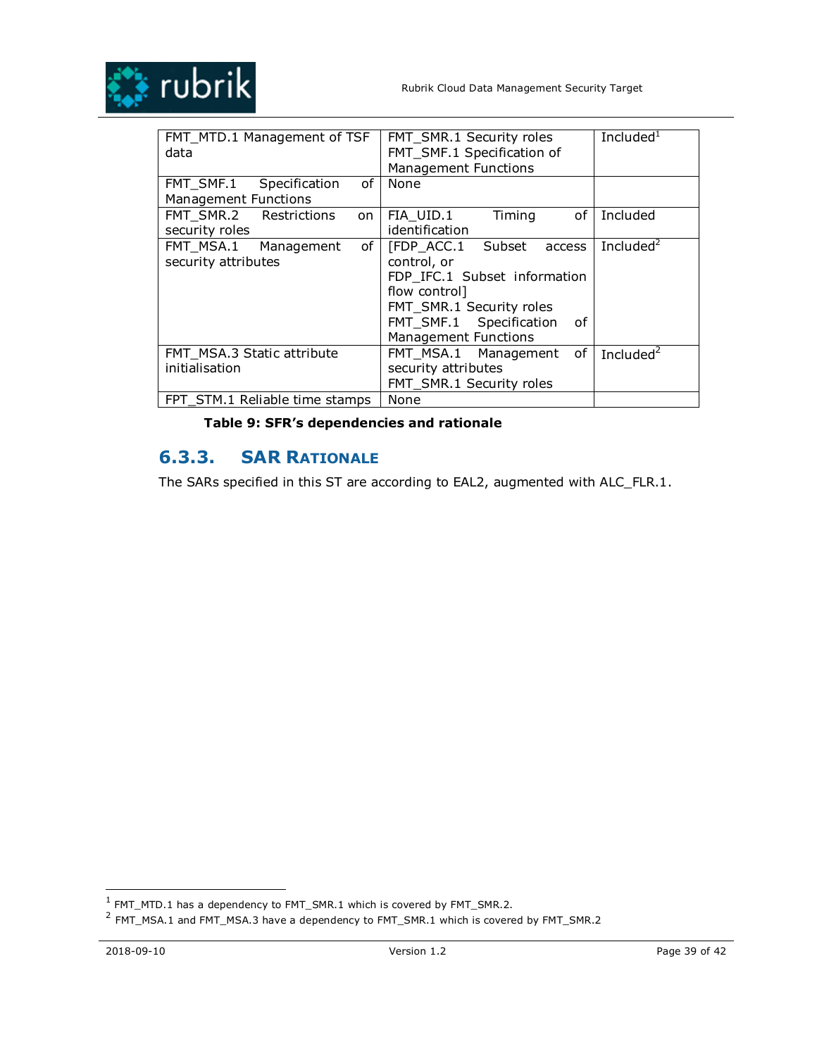| FMT_MTD.1 Management of TSF data | FMT_SMR.1 Security roles<br>FMT_SMF.1 Specification of Management Functions | Included[1] |
|---|---|---|
| FMT_SMF.1 Specification of Management Functions | None | |
| FMT_SMR.2 Restrictions on security roles | FIA_UID.1 Timing of identification | Included |
| FMT_MSA.1 Management of security attributes | [FDP_ACC.1 Subset access control, or<br>FDP_IFC.1 Subset information flow control]<br>FMT_SMR.1 Security roles<br>FMT_SMF.1 Specification of Management Functions | Included[2] |
| FMT_MSA.3 Static attribute initialisation | FMT_MSA.1 Management of security attributes<br>FMT_SMR.1 Security roles | Included[2] |
| FPT_STM.1 Reliable time stamps | None | |

**Table 9: SFR's dependencies and rationale**

### 6.3.3. SAR Rationale

The SARs specified in this ST are according to EAL2, augmented with ALC_FLR.1.

[1] FMT_MTD.1 has a dependency to FMT_SMR.1 which is covered by FMT_SMR.2.

[2] FMT_MSA.1 and FMT_MSA.3 have a dependency to FMT_SMR.1 which is covered by FMT_SMR.2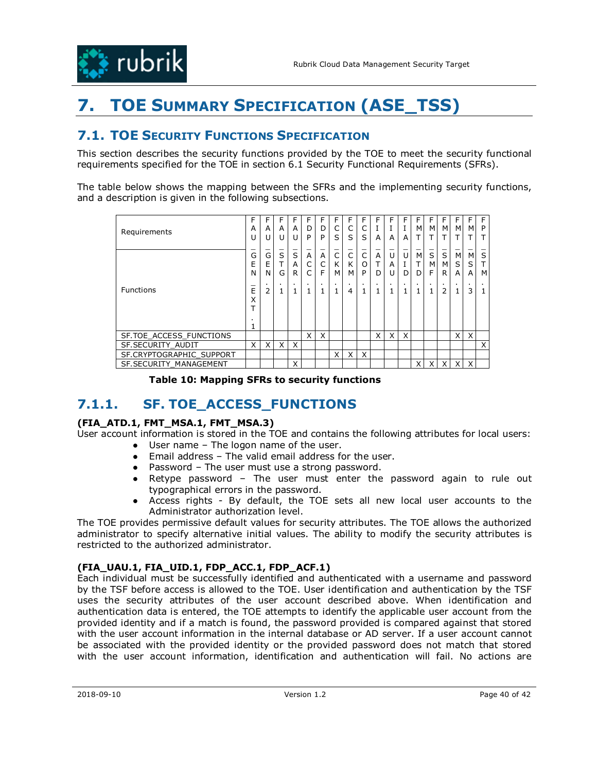# 7. TOE Summary Specification (ASE_TSS)

## 7.1. TOE Security Functions Specification

This section describes the security functions provided by the TOE to meet the security functional requirements specified for the TOE in section 6.1 Security Functional Requirements (SFRs).

The table below shows the mapping between the SFRs and the implementing security functions, and a description is given in the following subsections.

| Requirements / Functions | FAU_GEN_EXT.1 | FAU_GEN.2 | FAU_STG.1 | FAU_SAR.1 | FDP_ACC.1 | FDP_ACF.1 | FCS_CKM.1 | FCS_CKM.4 | FCS_COP.1 | FIA_ATD.1 | FIA_UAU.1 | FIA_UID.1 | FMT_MTD.1 | FMT_SMF.1 | FMT_SMR.2 | FMT_MSA.1 | FMT_MSA.3 | FPT_STM.1 |
|---|---|---|---|---|---|---|---|---|---|---|---|---|---|---|---|---|---|---|
| SF.TOE_ACCESS_FUNCTIONS | | | | | X | X | | | | X | X | X | | | | X | X | |
| SF.SECURITY_AUDIT | X | X | X | X | | | | | | | | | | | | | | X |
| SF.CRYPTOGRAPHIC_SUPPORT | | | | | | | X | X | X | | | | | | | | | |
| SF.SECURITY_MANAGEMENT | | | | X | | | | | | | | | X | X | X | X | X | |

**Table 10: Mapping SFRs to security functions**

### 7.1.1. SF. TOE_ACCESS_FUNCTIONS

**(FIA_ATD.1, FMT_MSA.1, FMT_MSA.3)**

User account information is stored in the TOE and contains the following attributes for local users:

- User name – The logon name of the user.
- Email address – The valid email address for the user.
- Password – The user must use a strong password.
- Retype password – The user must enter the password again to rule out typographical errors in the password.
- Access rights - By default, the TOE sets all new local user accounts to the Administrator authorization level.

The TOE provides permissive default values for security attributes. The TOE allows the authorized administrator to specify alternative initial values. The ability to modify the security attributes is restricted to the authorized administrator.

**(FIA_UAU.1, FIA_UID.1, FDP_ACC.1, FDP_ACF.1)**

Each individual must be successfully identified and authenticated with a username and password by the TSF before access is allowed to the TOE. User identification and authentication by the TSF uses the security attributes of the user account described above. When identification and authentication data is entered, the TOE attempts to identify the applicable user account from the provided identity and if a match is found, the password provided is compared against that stored with the user account information in the internal database or AD server. If a user account cannot be associated with the provided identity or the provided password does not match that stored with the user account information, identification and authentication will fail. No actions are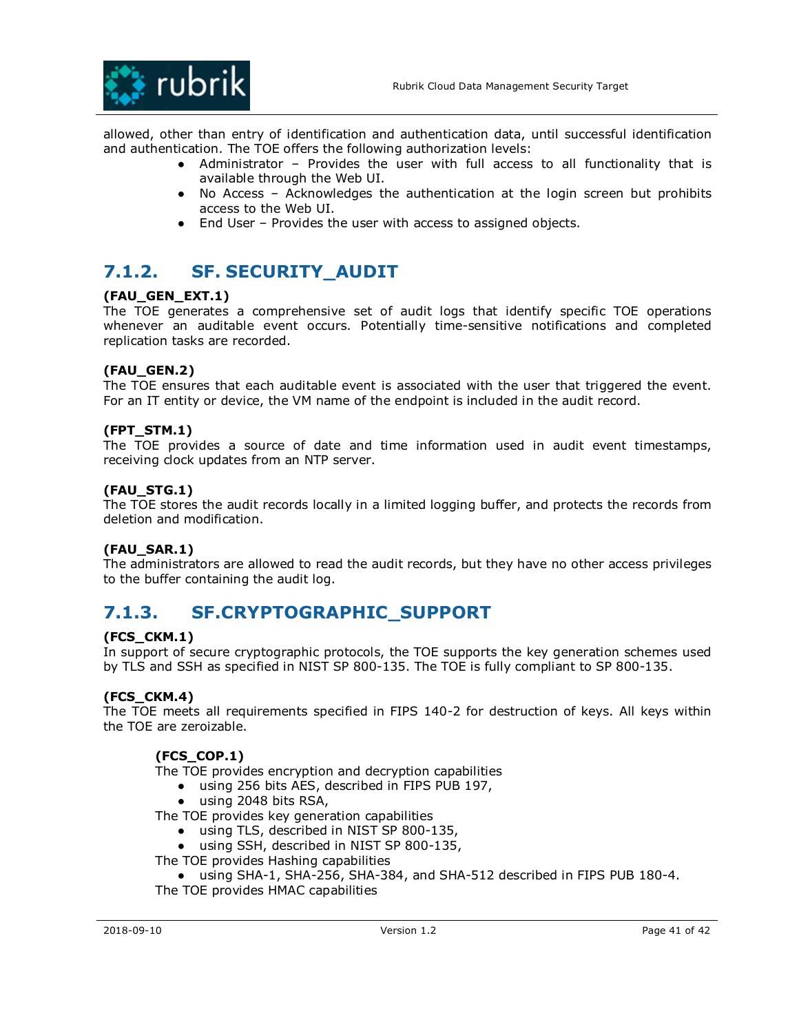allowed, other than entry of identification and authentication data, until successful identification and authentication. The TOE offers the following authorization levels:

- Administrator – Provides the user with full access to all functionality that is available through the Web UI.
- No Access – Acknowledges the authentication at the login screen but prohibits access to the Web UI.
- End User – Provides the user with access to assigned objects.

### 7.1.2. SF. SECURITY_AUDIT

**(FAU_GEN_EXT.1)**
The TOE generates a comprehensive set of audit logs that identify specific TOE operations whenever an auditable event occurs. Potentially time-sensitive notifications and completed replication tasks are recorded.

**(FAU_GEN.2)**
The TOE ensures that each auditable event is associated with the user that triggered the event. For an IT entity or device, the VM name of the endpoint is included in the audit record.

**(FPT_STM.1)**
The TOE provides a source of date and time information used in audit event timestamps, receiving clock updates from an NTP server.

**(FAU_STG.1)**
The TOE stores the audit records locally in a limited logging buffer, and protects the records from deletion and modification.

**(FAU_SAR.1)**
The administrators are allowed to read the audit records, but they have no other access privileges to the buffer containing the audit log.

### 7.1.3. SF.CRYPTOGRAPHIC_SUPPORT

**(FCS_CKM.1)**
In support of secure cryptographic protocols, the TOE supports the key generation schemes used by TLS and SSH as specified in NIST SP 800-135. The TOE is fully compliant to SP 800-135.

**(FCS_CKM.4)**
The TOE meets all requirements specified in FIPS 140-2 for destruction of keys. All keys within the TOE are zeroizable.

**(FCS_COP.1)**
The TOE provides encryption and decryption capabilities

- using 256 bits AES, described in FIPS PUB 197,
- using 2048 bits RSA,

The TOE provides key generation capabilities

- using TLS, described in NIST SP 800-135,
- using SSH, described in NIST SP 800-135,

The TOE provides Hashing capabilities

- using SHA-1, SHA-256, SHA-384, and SHA-512 described in FIPS PUB 180-4.

The TOE provides HMAC capabilities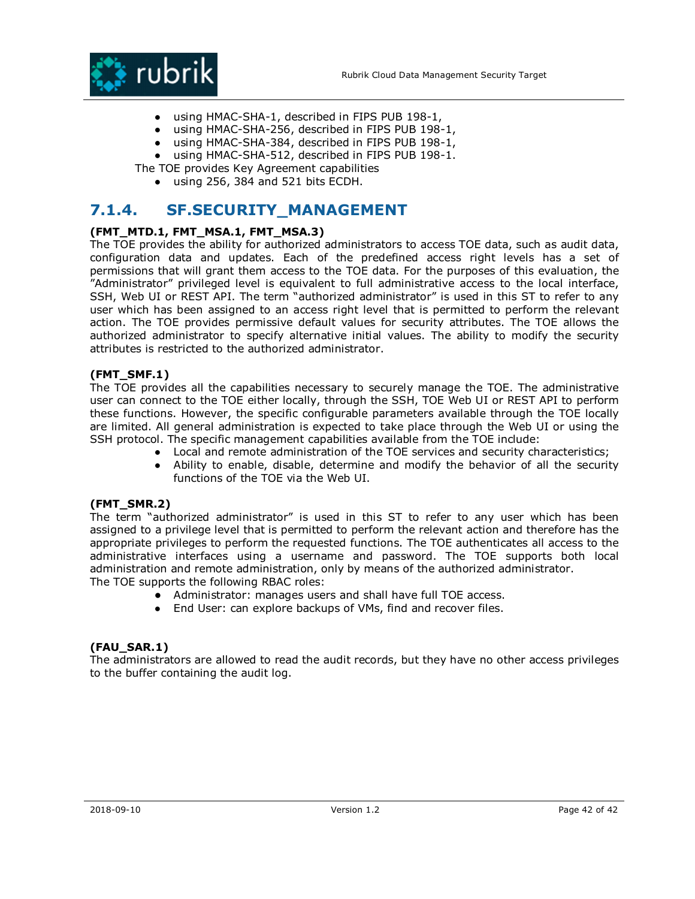- using HMAC-SHA-1, described in FIPS PUB 198-1,
- using HMAC-SHA-256, described in FIPS PUB 198-1,
- using HMAC-SHA-384, described in FIPS PUB 198-1,
- using HMAC-SHA-512, described in FIPS PUB 198-1.

The TOE provides Key Agreement capabilities

- using 256, 384 and 521 bits ECDH.

### 7.1.4. SF.SECURITY_MANAGEMENT

**(FMT_MTD.1, FMT_MSA.1, FMT_MSA.3)**

The TOE provides the ability for authorized administrators to access TOE data, such as audit data, configuration data and updates. Each of the predefined access right levels has a set of permissions that will grant them access to the TOE data. For the purposes of this evaluation, the "Administrator" privileged level is equivalent to full administrative access to the local interface, SSH, Web UI or REST API. The term "authorized administrator" is used in this ST to refer to any user which has been assigned to an access right level that is permitted to perform the relevant action. The TOE provides permissive default values for security attributes. The TOE allows the authorized administrator to specify alternative initial values. The ability to modify the security attributes is restricted to the authorized administrator.

**(FMT_SMF.1)**

The TOE provides all the capabilities necessary to securely manage the TOE. The administrative user can connect to the TOE either locally, through the SSH, TOE Web UI or REST API to perform these functions. However, the specific configurable parameters available through the TOE locally are limited. All general administration is expected to take place through the Web UI or using the SSH protocol. The specific management capabilities available from the TOE include:

- Local and remote administration of the TOE services and security characteristics;
- Ability to enable, disable, determine and modify the behavior of all the security functions of the TOE via the Web UI.

**(FMT_SMR.2)**

The term "authorized administrator" is used in this ST to refer to any user which has been assigned to a privilege level that is permitted to perform the relevant action and therefore has the appropriate privileges to perform the requested functions. The TOE authenticates all access to the administrative interfaces using a username and password. The TOE supports both local administration and remote administration, only by means of the authorized administrator.

The TOE supports the following RBAC roles:

- Administrator: manages users and shall have full TOE access.
- End User: can explore backups of VMs, find and recover files.

**(FAU_SAR.1)**

The administrators are allowed to read the audit records, but they have no other access privileges to the buffer containing the audit log.